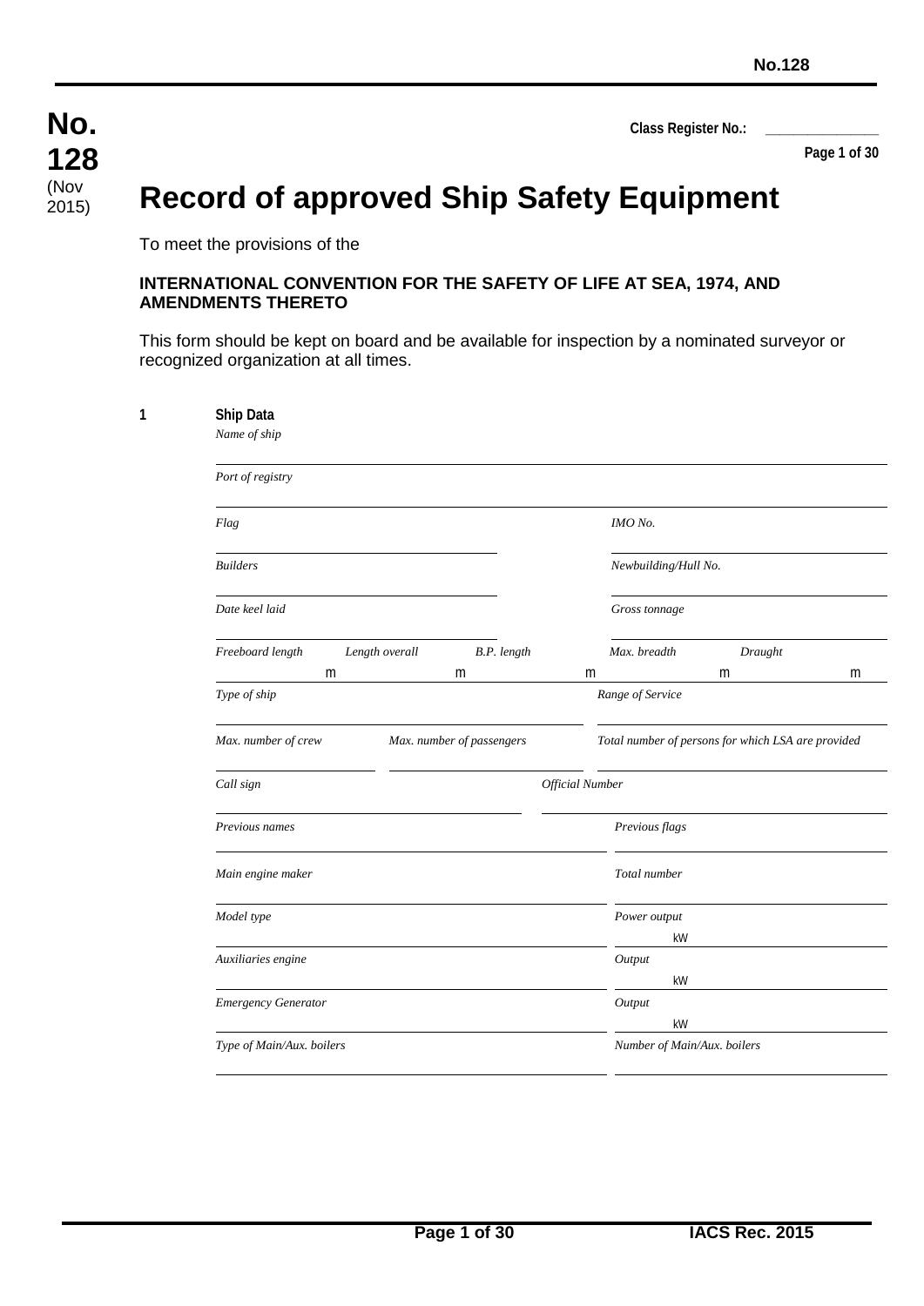**No. 128**
(Nov 2015)

**Class Register No.:** _______________

# Record of approved Ship Safety Equipment

To meet the provisions of the

**INTERNATIONAL CONVENTION FOR THE SAFETY OF LIFE AT SEA, 1974, AND AMENDMENTS THERETO**

This form should be kept on board and be available for inspection by a nominated surveyor or recognized organization at all times.

**1 Ship Data**

*Name of ship*

_______________________________________________

*Port of registry*

_______________________________________________

| *Flag* | *IMO No.* |
|---|---|
| | |
| *Builders* | *Newbuilding/Hull No.* |
| | |
| *Date keel laid* | *Gross tonnage* |
| | |

| *Freeboard length* | *Length overall* | *B.P. length* | *Max. breadth* | *Draught* |
|---|---|---|---|---|
| m | m | m | m | m |

| *Type of ship* | *Range of Service* |
|---|---|
| | |

| *Max. number of crew* | *Max. number of passengers* | *Total number of persons for which LSA are provided* |
|---|---|---|
| | | |

| *Call sign* | *Official Number* |
|---|---|
| | |

| *Previous names* | *Previous flags* |
|---|---|
| | |
| *Main engine maker* | *Total number* |
| | |
| *Model type* | *Power output* |
| | kW |
| *Auxiliaries engine* | *Output* |
| | kW |
| *Emergency Generator* | *Output* |
| | kW |
| *Type of Main/Aux. boilers* | *Number of Main/Aux. boilers* |
| | |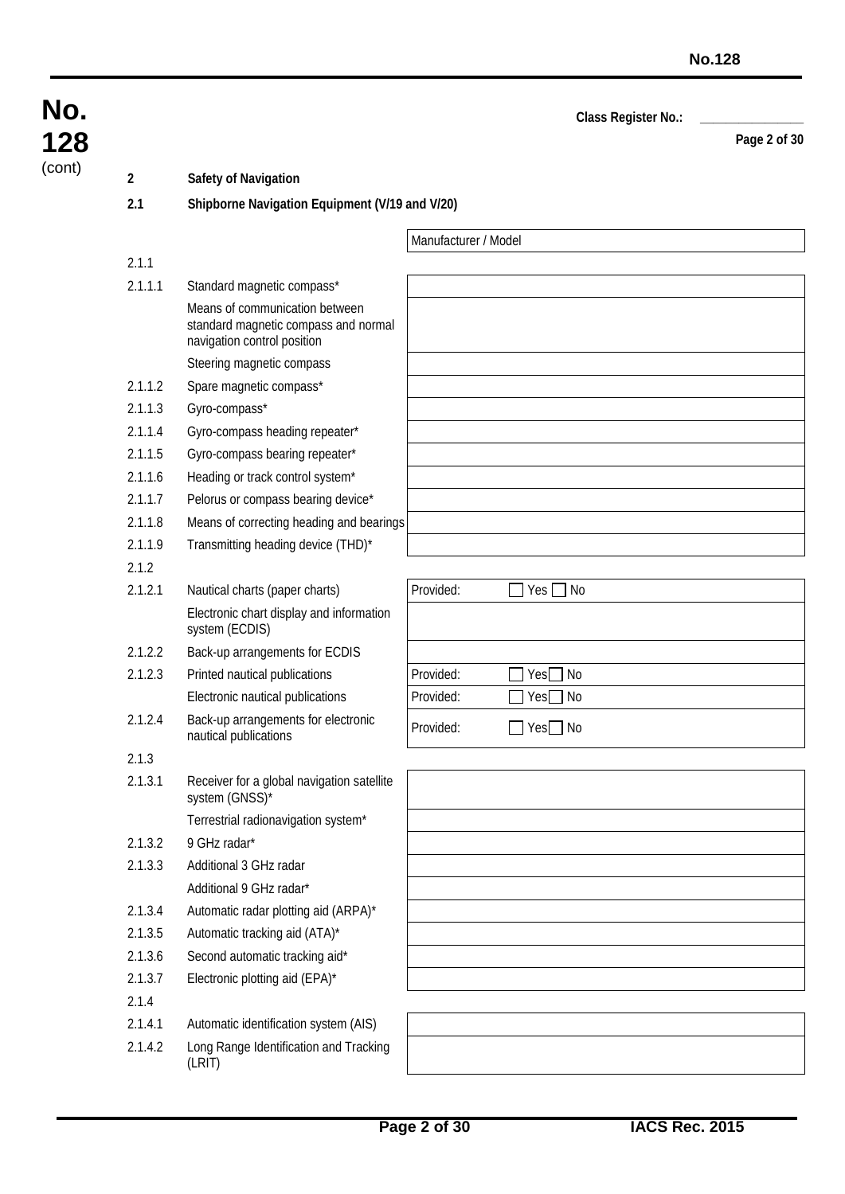Class Register No.: ______________

## 2 Safety of Navigation

### 2.1 Shipborne Navigation Equipment (V/19 and V/20)

| | | Manufacturer / Model |
|---|---|---|
| 2.1.1 | | |
| 2.1.1.1 | Standard magnetic compass* | |
| | Means of communication between standard magnetic compass and normal navigation control position | |
| | Steering magnetic compass | |
| 2.1.1.2 | Spare magnetic compass* | |
| 2.1.1.3 | Gyro-compass* | |
| 2.1.1.4 | Gyro-compass heading repeater* | |
| 2.1.1.5 | Gyro-compass bearing repeater* | |
| 2.1.1.6 | Heading or track control system* | |
| 2.1.1.7 | Pelorus or compass bearing device* | |
| 2.1.1.8 | Means of correcting heading and bearings | |
| 2.1.1.9 | Transmitting heading device (THD)* | |
| 2.1.2 | | |
| 2.1.2.1 | Nautical charts (paper charts) | Provided: ☐ Yes ☐ No |
| | Electronic chart display and information system (ECDIS) | |
| 2.1.2.2 | Back-up arrangements for ECDIS | |
| 2.1.2.3 | Printed nautical publications | Provided: ☐ Yes ☐ No |
| | Electronic nautical publications | Provided: ☐ Yes ☐ No |
| 2.1.2.4 | Back-up arrangements for electronic nautical publications | Provided: ☐ Yes ☐ No |
| 2.1.3 | | |
| 2.1.3.1 | Receiver for a global navigation satellite system (GNSS)* | |
| | Terrestrial radionavigation system* | |
| 2.1.3.2 | 9 GHz radar* | |
| 2.1.3.3 | Additional 3 GHz radar | |
| | Additional 9 GHz radar* | |
| 2.1.3.4 | Automatic radar plotting aid (ARPA)* | |
| 2.1.3.5 | Automatic tracking aid (ATA)* | |
| 2.1.3.6 | Second automatic tracking aid* | |
| 2.1.3.7 | Electronic plotting aid (EPA)* | |
| 2.1.4 | | |
| 2.1.4.1 | Automatic identification system (AIS) | |
| 2.1.4.2 | Long Range Identification and Tracking (LRIT) | |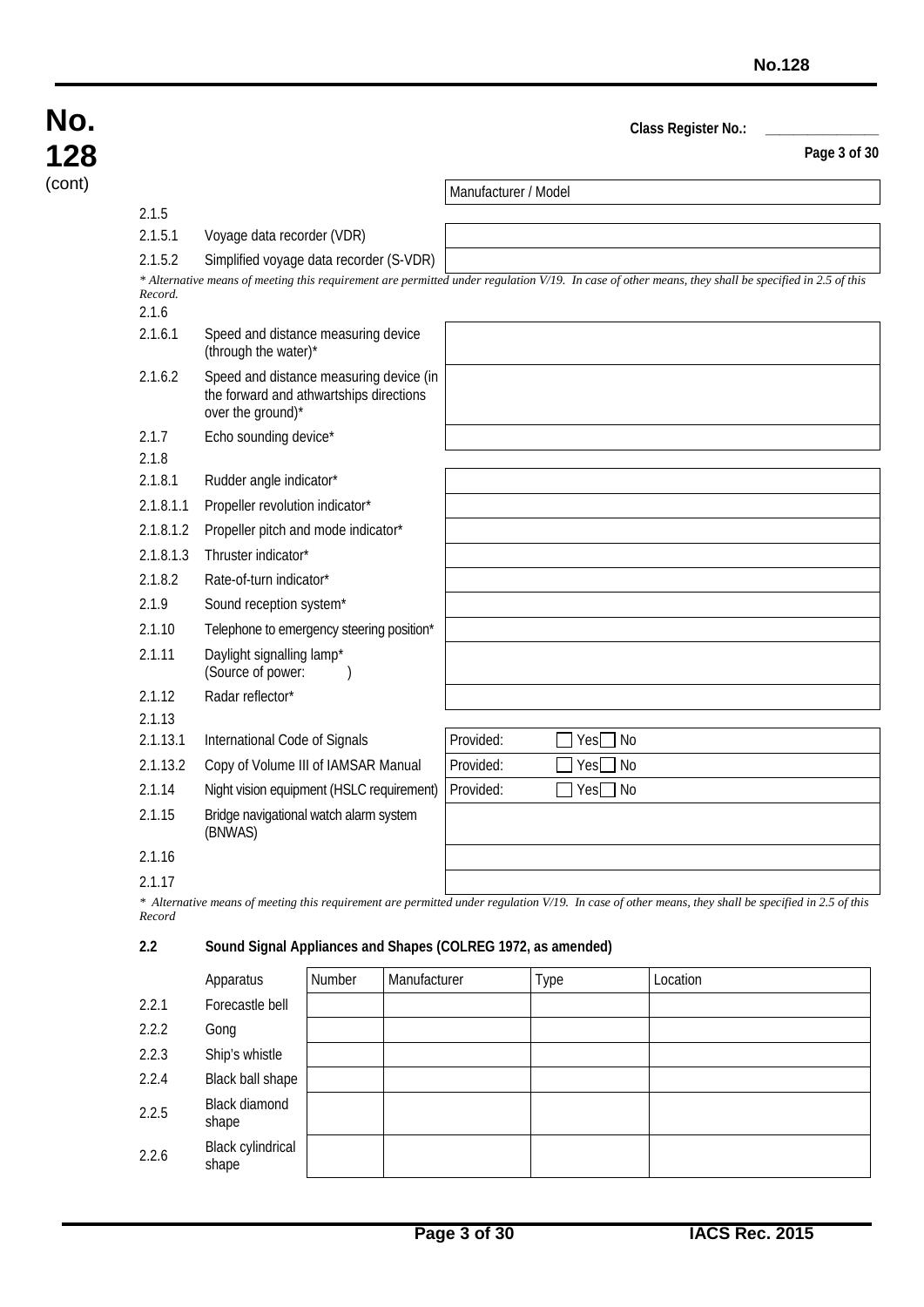Class Register No.: ______________

| | | Manufacturer / Model |
|---|---|---|
| 2.1.5 | | |
| 2.1.5.1 | Voyage data recorder (VDR) | |
| 2.1.5.2 | Simplified voyage data recorder (S-VDR) | |

*\* Alternative means of meeting this requirement are permitted under regulation V/19. In case of other means, they shall be specified in 2.5 of this Record.*

| | | |
|---|---|---|
| 2.1.6 | | |
| 2.1.6.1 | Speed and distance measuring device (through the water)* | |
| 2.1.6.2 | Speed and distance measuring device (in the forward and athwartships directions over the ground)* | |
| 2.1.7 | Echo sounding device* | |
| 2.1.8 | | |
| 2.1.8.1 | Rudder angle indicator* | |
| 2.1.8.1.1 | Propeller revolution indicator* | |
| 2.1.8.1.2 | Propeller pitch and mode indicator* | |
| 2.1.8.1.3 | Thruster indicator* | |
| 2.1.8.2 | Rate-of-turn indicator* | |
| 2.1.9 | Sound reception system* | |
| 2.1.10 | Telephone to emergency steering position* | |
| 2.1.11 | Daylight signalling lamp* (Source of power: ) | |
| 2.1.12 | Radar reflector* | |
| 2.1.13 | | |
| 2.1.13.1 | International Code of Signals | Provided: ☐ Yes ☐ No |
| 2.1.13.2 | Copy of Volume III of IAMSAR Manual | Provided: ☐ Yes ☐ No |
| 2.1.14 | Night vision equipment (HSLC requirement) | Provided: ☐ Yes ☐ No |
| 2.1.15 | Bridge navigational watch alarm system (BNWAS) | |
| 2.1.16 | | |
| 2.1.17 | | |

*\* Alternative means of meeting this requirement are permitted under regulation V/19. In case of other means, they shall be specified in 2.5 of this Record*

## 2.2 Sound Signal Appliances and Shapes (COLREG 1972, as amended)

| | Apparatus | Number | Manufacturer | Type | Location |
|---|---|---|---|---|---|
| 2.2.1 | Forecastle bell | | | | |
| 2.2.2 | Gong | | | | |
| 2.2.3 | Ship's whistle | | | | |
| 2.2.4 | Black ball shape | | | | |
| 2.2.5 | Black diamond shape | | | | |
| 2.2.6 | Black cylindrical shape | | | | |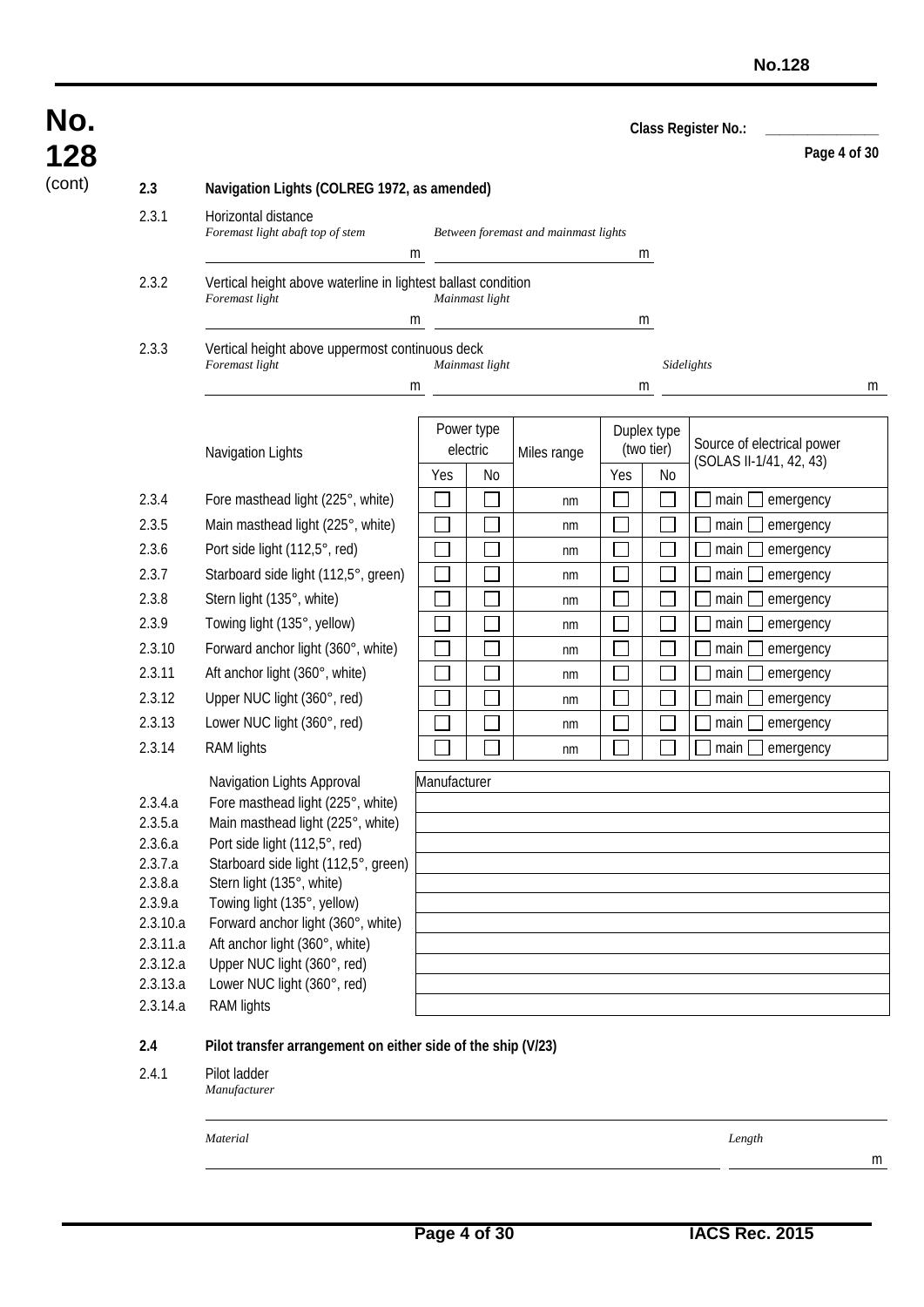**Class Register No.:** \_\_\_\_\_\_\_\_\_\_\_\_\_\_\_

### 2.3 Navigation Lights (COLREG 1972, as amended)

2.3.1 Horizontal distance

*Foremast light abaft top of stem* \_\_\_\_\_\_\_\_\_\_ m  *Between foremast and mainmast lights* \_\_\_\_\_\_\_\_\_\_ m

2.3.2 Vertical height above waterline in lightest ballast condition

*Foremast light* \_\_\_\_\_\_\_\_\_\_ m  *Mainmast light* \_\_\_\_\_\_\_\_\_\_ m

2.3.3 Vertical height above uppermost continuous deck

*Foremast light* \_\_\_\_\_\_\_\_\_\_ m  *Mainmast light* \_\_\_\_\_\_\_\_\_\_ m  *Sidelights* \_\_\_\_\_\_\_\_\_\_ m

| | Navigation Lights | Power type electric | | Miles range | Duplex type (two tier) | | Source of electrical power (SOLAS II-1/41, 42, 43) |
|---|---|---|---|---|---|---|---|
| | | Yes | No | | Yes | No | |
| 2.3.4 | Fore masthead light (225°, white) | ☐ | ☐ | nm | ☐ | ☐ | ☐ main ☐ emergency |
| 2.3.5 | Main masthead light (225°, white) | ☐ | ☐ | nm | ☐ | ☐ | ☐ main ☐ emergency |
| 2.3.6 | Port side light (112,5°, red) | ☐ | ☐ | nm | ☐ | ☐ | ☐ main ☐ emergency |
| 2.3.7 | Starboard side light (112,5°, green) | ☐ | ☐ | nm | ☐ | ☐ | ☐ main ☐ emergency |
| 2.3.8 | Stern light (135°, white) | ☐ | ☐ | nm | ☐ | ☐ | ☐ main ☐ emergency |
| 2.3.9 | Towing light (135°, yellow) | ☐ | ☐ | nm | ☐ | ☐ | ☐ main ☐ emergency |
| 2.3.10 | Forward anchor light (360°, white) | ☐ | ☐ | nm | ☐ | ☐ | ☐ main ☐ emergency |
| 2.3.11 | Aft anchor light (360°, white) | ☐ | ☐ | nm | ☐ | ☐ | ☐ main ☐ emergency |
| 2.3.12 | Upper NUC light (360°, red) | ☐ | ☐ | nm | ☐ | ☐ | ☐ main ☐ emergency |
| 2.3.13 | Lower NUC light (360°, red) | ☐ | ☐ | nm | ☐ | ☐ | ☐ main ☐ emergency |
| 2.3.14 | RAM lights | ☐ | ☐ | nm | ☐ | ☐ | ☐ main ☐ emergency |

| | Navigation Lights Approval | Manufacturer |
|---|---|---|
| 2.3.4.a | Fore masthead light (225°, white) | |
| 2.3.5.a | Main masthead light (225°, white) | |
| 2.3.6.a | Port side light (112,5°, red) | |
| 2.3.7.a | Starboard side light (112,5°, green) | |
| 2.3.8.a | Stern light (135°, white) | |
| 2.3.9.a | Towing light (135°, yellow) | |
| 2.3.10.a | Forward anchor light (360°, white) | |
| 2.3.11.a | Aft anchor light (360°, white) | |
| 2.3.12.a | Upper NUC light (360°, red) | |
| 2.3.13.a | Lower NUC light (360°, red) | |
| 2.3.14.a | RAM lights | |

### 2.4 Pilot transfer arrangement on either side of the ship (V/23)

2.4.1 Pilot ladder

*Manufacturer* \_\_\_\_\_\_\_\_\_\_\_\_\_\_\_\_\_\_\_\_

*Material* \_\_\_\_\_\_\_\_\_\_\_\_\_\_\_\_\_\_\_\_  *Length* \_\_\_\_\_\_\_\_\_\_ m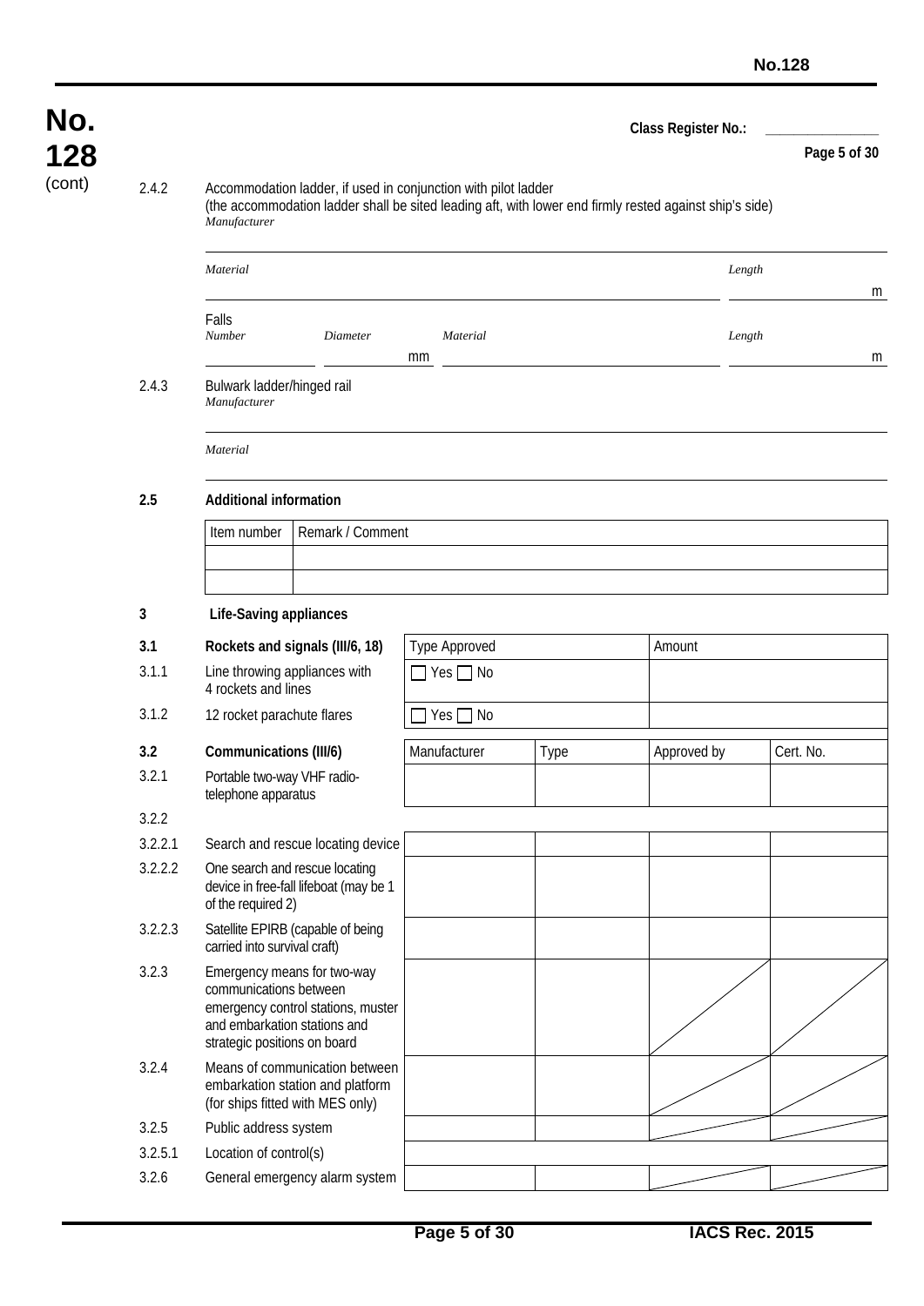Class Register No.: ______________

2.4.2 Accommodation ladder, if used in conjunction with pilot ladder
(the accommodation ladder shall be sited leading aft, with lower end firmly rested against ship's side)

*Manufacturer*

______________________________

*Material* ______________________________ *Length* ________ m

Falls

*Number* ________ *Diameter* ________ mm *Material* ______________________________ *Length* ________ m

2.4.3 Bulwark ladder/hinged rail

*Manufacturer*

______________________________

*Material*

______________________________

**2.5 Additional information**

| Item number | Remark / Comment |
|---|---|
| | |
| | |

**3 Life-Saving appliances**

| | | Type Approved | Amount |
|---|---|---|---|
| **3.1** | **Rockets and signals (III/6, 18)** | | |
| 3.1.1 | Line throwing appliances with 4 rockets and lines | ☐ Yes ☐ No | |
| 3.1.2 | 12 rocket parachute flares | ☐ Yes ☐ No | |

| | | Manufacturer | Type | Approved by | Cert. No. |
|---|---|---|---|---|---|
| **3.2** | **Communications (III/6)** | | | | |
| 3.2.1 | Portable two-way VHF radio-telephone apparatus | | | | |
| 3.2.2 | | | | | |
| 3.2.2.1 | Search and rescue locating device | | | | |
| 3.2.2.2 | One search and rescue locating device in free-fall lifeboat (may be 1 of the required 2) | | | | |
| 3.2.2.3 | Satellite EPIRB (capable of being carried into survival craft) | | | | |
| 3.2.3 | Emergency means for two-way communications between emergency control stations, muster and embarkation stations and strategic positions on board | | | / | / |
| 3.2.4 | Means of communication between embarkation station and platform (for ships fitted with MES only) | | | / | / |
| 3.2.5 | Public address system | | | / | / |
| 3.2.5.1 | Location of control(s) | | | | |
| 3.2.6 | General emergency alarm system | | | / | / |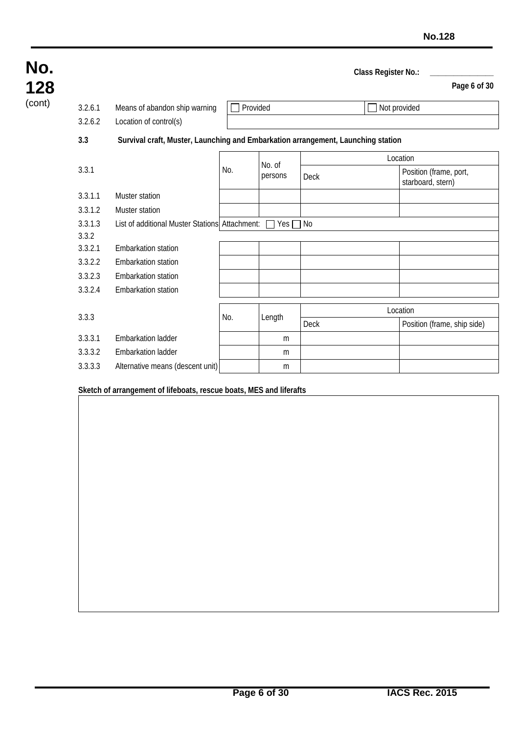Class Register No.: _______________

| | | | |
|---|---|---|---|
| 3.2.6.1 | Means of abandon ship warning | ☐ Provided | ☐ Not provided |
| 3.2.6.2 | Location of control(s) | | |

**3.3 Survival craft, Muster, Launching and Embarkation arrangement, Launching station**

| 3.3.1 | | No. | No. of persons | Location | |
|---|---|---|---|---|---|
| | | | | Deck | Position (frame, port, starboard, stern) |
| 3.3.1.1 | Muster station | | | | |
| 3.3.1.2 | Muster station | | | | |
| 3.3.1.3 | List of additional Muster Stations | Attachment: ☐ Yes ☐ No | | | |
| 3.3.2 | | | | | |
| 3.3.2.1 | Embarkation station | | | | |
| 3.3.2.2 | Embarkation station | | | | |
| 3.3.2.3 | Embarkation station | | | | |
| 3.3.2.4 | Embarkation station | | | | |

| 3.3.3 | | No. | Length | Location | |
|---|---|---|---|---|---|
| | | | | Deck | Position (frame, ship side) |
| 3.3.3.1 | Embarkation ladder | | m | | |
| 3.3.3.2 | Embarkation ladder | | m | | |
| 3.3.3.3 | Alternative means (descent unit) | | m | | |

**Sketch of arrangement of lifeboats, rescue boats, MES and liferafts**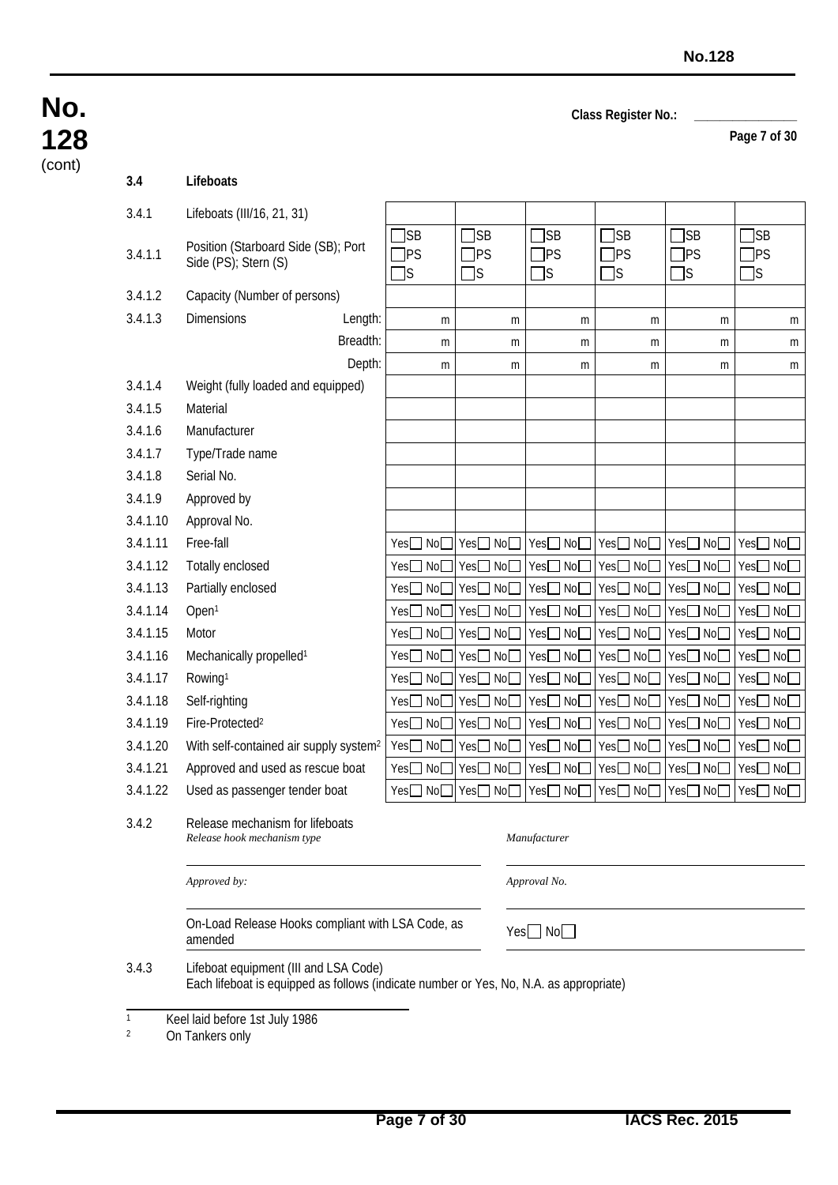**No. 128** (cont)

**Class Register No.:** _______________

### 3.4 Lifeboats

| | | | | | | | |
|---|---|---|---|---|---|---|---|
| 3.4.1 | Lifeboats (III/16, 21, 31) | | | | | | |
| 3.4.1.1 | Position (Starboard Side (SB); Port Side (PS); Stern (S) | ☐SB ☐PS ☐S | ☐SB ☐PS ☐S | ☐SB ☐PS ☐S | ☐SB ☐PS ☐S | ☐SB ☐PS ☐S | ☐SB ☐PS ☐S |
| 3.4.1.2 | Capacity (Number of persons) | | | | | | |
| 3.4.1.3 | Dimensions Length: | m | m | m | m | m | m |
| | Breadth: | m | m | m | m | m | m |
| | Depth: | m | m | m | m | m | m |
| 3.4.1.4 | Weight (fully loaded and equipped) | | | | | | |
| 3.4.1.5 | Material | | | | | | |
| 3.4.1.6 | Manufacturer | | | | | | |
| 3.4.1.7 | Type/Trade name | | | | | | |
| 3.4.1.8 | Serial No. | | | | | | |
| 3.4.1.9 | Approved by | | | | | | |
| 3.4.1.10 | Approval No. | | | | | | |
| 3.4.1.11 | Free-fall | Yes☐ No☐ | Yes☐ No☐ | Yes☐ No☐ | Yes☐ No☐ | Yes☐ No☐ | Yes☐ No☐ |
| 3.4.1.12 | Totally enclosed | Yes☐ No☐ | Yes☐ No☐ | Yes☐ No☐ | Yes☐ No☐ | Yes☐ No☐ | Yes☐ No☐ |
| 3.4.1.13 | Partially enclosed | Yes☐ No☐ | Yes☐ No☐ | Yes☐ No☐ | Yes☐ No☐ | Yes☐ No☐ | Yes☐ No☐ |
| 3.4.1.14 | Open[1] | Yes☐ No☐ | Yes☐ No☐ | Yes☐ No☐ | Yes☐ No☐ | Yes☐ No☐ | Yes☐ No☐ |
| 3.4.1.15 | Motor | Yes☐ No☐ | Yes☐ No☐ | Yes☐ No☐ | Yes☐ No☐ | Yes☐ No☐ | Yes☐ No☐ |
| 3.4.1.16 | Mechanically propelled[1] | Yes☐ No☐ | Yes☐ No☐ | Yes☐ No☐ | Yes☐ No☐ | Yes☐ No☐ | Yes☐ No☐ |
| 3.4.1.17 | Rowing[1] | Yes☐ No☐ | Yes☐ No☐ | Yes☐ No☐ | Yes☐ No☐ | Yes☐ No☐ | Yes☐ No☐ |
| 3.4.1.18 | Self-righting | Yes☐ No☐ | Yes☐ No☐ | Yes☐ No☐ | Yes☐ No☐ | Yes☐ No☐ | Yes☐ No☐ |
| 3.4.1.19 | Fire-Protected[2] | Yes☐ No☐ | Yes☐ No☐ | Yes☐ No☐ | Yes☐ No☐ | Yes☐ No☐ | Yes☐ No☐ |
| 3.4.1.20 | With self-contained air supply system[2] | Yes☐ No☐ | Yes☐ No☐ | Yes☐ No☐ | Yes☐ No☐ | Yes☐ No☐ | Yes☐ No☐ |
| 3.4.1.21 | Approved and used as rescue boat | Yes☐ No☐ | Yes☐ No☐ | Yes☐ No☐ | Yes☐ No☐ | Yes☐ No☐ | Yes☐ No☐ |
| 3.4.1.22 | Used as passenger tender boat | Yes☐ No☐ | Yes☐ No☐ | Yes☐ No☐ | Yes☐ No☐ | Yes☐ No☐ | Yes☐ No☐ |

3.4.2 Release mechanism for lifeboats

| | |
|---|---|
| *Release hook mechanism type* | *Manufacturer* |
| *Approved by:* | *Approval No.* |
| On-Load Release Hooks compliant with LSA Code, as amended | Yes☐ No☐ |

3.4.3 Lifeboat equipment (III and LSA Code)
Each lifeboat is equipped as follows (indicate number or Yes, No, N.A. as appropriate)

---

[1] Keel laid before 1st July 1986
[2] On Tankers only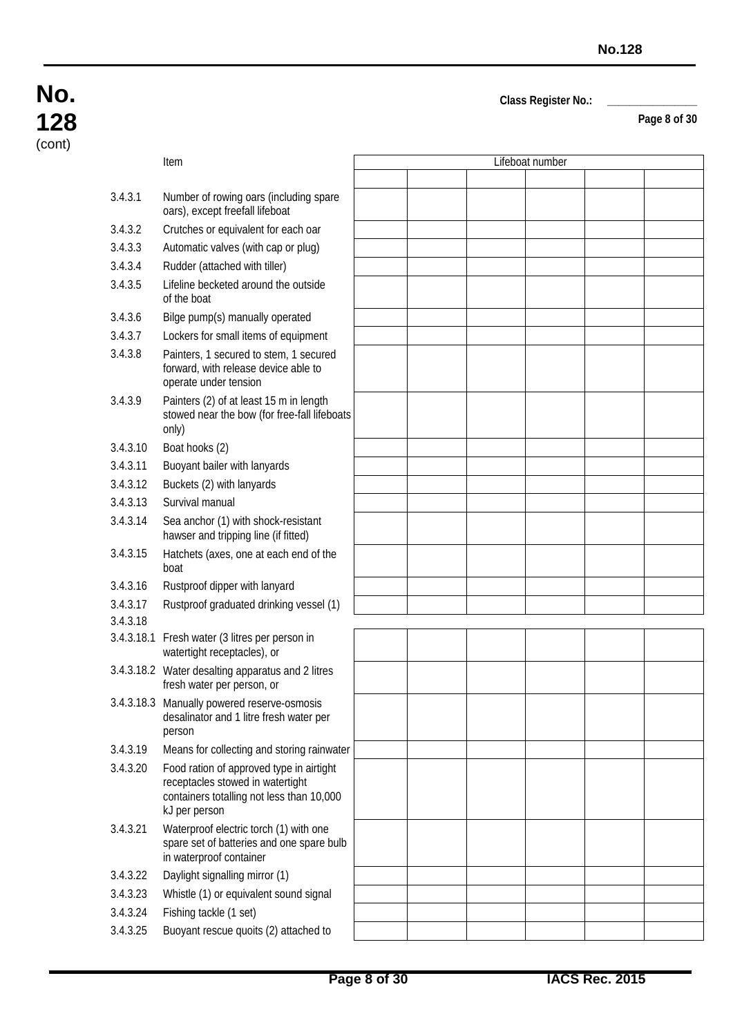**No. 128** (cont)

Class Register No.: _______________

| | Item | Lifeboat number | | | | | |
|---|---|---|---|---|---|---|---|
| | | | | | | | |
| 3.4.3.1 | Number of rowing oars (including spare oars), except freefall lifeboat | | | | | | |
| 3.4.3.2 | Crutches or equivalent for each oar | | | | | | |
| 3.4.3.3 | Automatic valves (with cap or plug) | | | | | | |
| 3.4.3.4 | Rudder (attached with tiller) | | | | | | |
| 3.4.3.5 | Lifeline becketed around the outside of the boat | | | | | | |
| 3.4.3.6 | Bilge pump(s) manually operated | | | | | | |
| 3.4.3.7 | Lockers for small items of equipment | | | | | | |
| 3.4.3.8 | Painters, 1 secured to stem, 1 secured forward, with release device able to operate under tension | | | | | | |
| 3.4.3.9 | Painters (2) of at least 15 m in length stowed near the bow (for free-fall lifeboats only) | | | | | | |
| 3.4.3.10 | Boat hooks (2) | | | | | | |
| 3.4.3.11 | Buoyant bailer with lanyards | | | | | | |
| 3.4.3.12 | Buckets (2) with lanyards | | | | | | |
| 3.4.3.13 | Survival manual | | | | | | |
| 3.4.3.14 | Sea anchor (1) with shock-resistant hawser and tripping line (if fitted) | | | | | | |
| 3.4.3.15 | Hatchets (axes, one at each end of the boat | | | | | | |
| 3.4.3.16 | Rustproof dipper with lanyard | | | | | | |
| 3.4.3.17 | Rustproof graduated drinking vessel (1) | | | | | | |
| 3.4.3.18 | | | | | | | |
| 3.4.3.18.1 | Fresh water (3 litres per person in watertight receptacles), or | | | | | | |
| 3.4.3.18.2 | Water desalting apparatus and 2 litres fresh water per person, or | | | | | | |
| 3.4.3.18.3 | Manually powered reserve-osmosis desalinator and 1 litre fresh water per person | | | | | | |
| 3.4.3.19 | Means for collecting and storing rainwater | | | | | | |
| 3.4.3.20 | Food ration of approved type in airtight receptacles stowed in watertight containers totalling not less than 10,000 kJ per person | | | | | | |
| 3.4.3.21 | Waterproof electric torch (1) with one spare set of batteries and one spare bulb in waterproof container | | | | | | |
| 3.4.3.22 | Daylight signalling mirror (1) | | | | | | |
| 3.4.3.23 | Whistle (1) or equivalent sound signal | | | | | | |
| 3.4.3.24 | Fishing tackle (1 set) | | | | | | |
| 3.4.3.25 | Buoyant rescue quoits (2) attached to | | | | | | |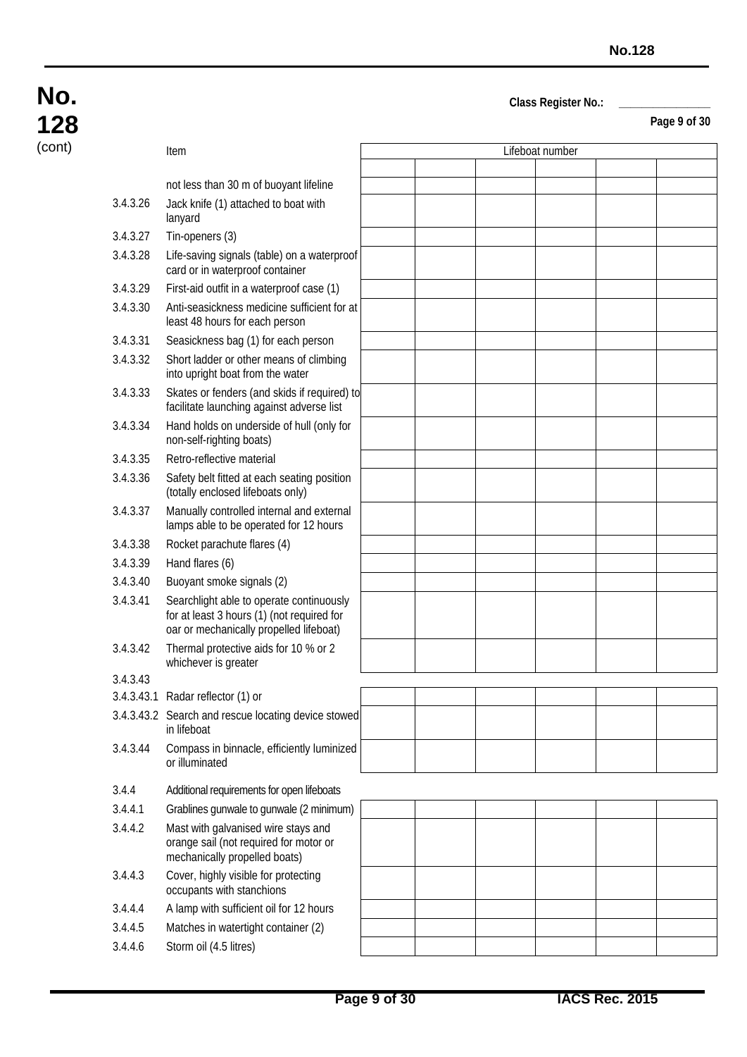**No. 128** (cont)

**Class Register No.:** _______________

| | Item | Lifeboat number | | | | | |
|---|---|---|---|---|---|---|---|
| | | | | | | | |
| | not less than 30 m of buoyant lifeline | | | | | | |
| 3.4.3.26 | Jack knife (1) attached to boat with lanyard | | | | | | |
| 3.4.3.27 | Tin-openers (3) | | | | | | |
| 3.4.3.28 | Life-saving signals (table) on a waterproof card or in waterproof container | | | | | | |
| 3.4.3.29 | First-aid outfit in a waterproof case (1) | | | | | | |
| 3.4.3.30 | Anti-seasickness medicine sufficient for at least 48 hours for each person | | | | | | |
| 3.4.3.31 | Seasickness bag (1) for each person | | | | | | |
| 3.4.3.32 | Short ladder or other means of climbing into upright boat from the water | | | | | | |
| 3.4.3.33 | Skates or fenders (and skids if required) to facilitate launching against adverse list | | | | | | |
| 3.4.3.34 | Hand holds on underside of hull (only for non-self-righting boats) | | | | | | |
| 3.4.3.35 | Retro-reflective material | | | | | | |
| 3.4.3.36 | Safety belt fitted at each seating position (totally enclosed lifeboats only) | | | | | | |
| 3.4.3.37 | Manually controlled internal and external lamps able to be operated for 12 hours | | | | | | |
| 3.4.3.38 | Rocket parachute flares (4) | | | | | | |
| 3.4.3.39 | Hand flares (6) | | | | | | |
| 3.4.3.40 | Buoyant smoke signals (2) | | | | | | |
| 3.4.3.41 | Searchlight able to operate continuously for at least 3 hours (1) (not required for oar or mechanically propelled lifeboat) | | | | | | |
| 3.4.3.42 | Thermal protective aids for 10 % or 2 whichever is greater | | | | | | |
| 3.4.3.43 | | | | | | | |
| 3.4.3.43.1 | Radar reflector (1) or | | | | | | |
| 3.4.3.43.2 | Search and rescue locating device stowed in lifeboat | | | | | | |
| 3.4.3.44 | Compass in binnacle, efficiently luminized or illuminated | | | | | | |
| 3.4.4 | Additional requirements for open lifeboats | | | | | | |
| 3.4.4.1 | Grablines gunwale to gunwale (2 minimum) | | | | | | |
| 3.4.4.2 | Mast with galvanised wire stays and orange sail (not required for motor or mechanically propelled boats) | | | | | | |
| 3.4.4.3 | Cover, highly visible for protecting occupants with stanchions | | | | | | |
| 3.4.4.4 | A lamp with sufficient oil for 12 hours | | | | | | |
| 3.4.4.5 | Matches in watertight container (2) | | | | | | |
| 3.4.4.6 | Storm oil (4.5 litres) | | | | | | |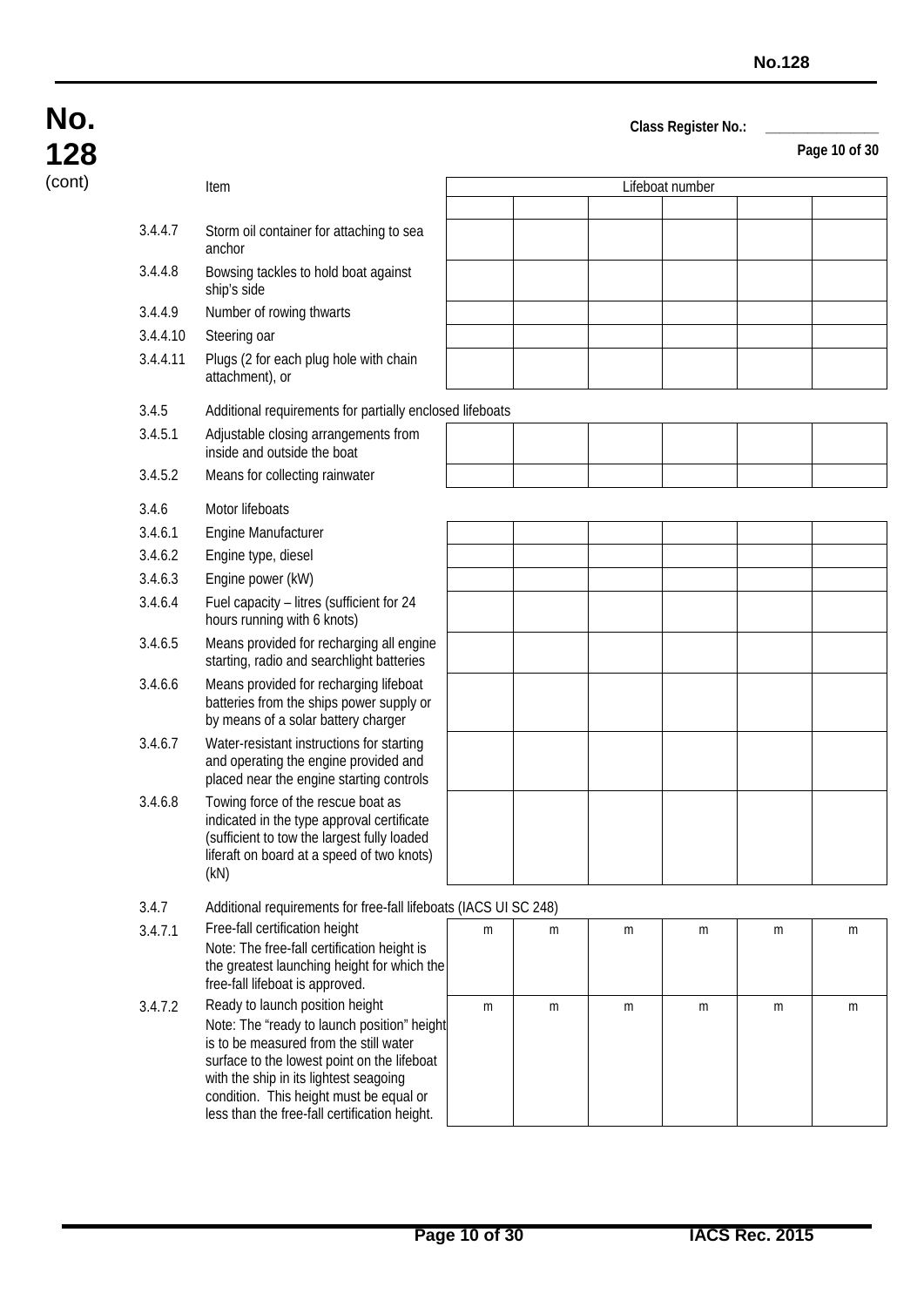**Class Register No.:** _______________

| | Item | Lifeboat number | | | | | |
|---|---|---|---|---|---|---|---|
| | | | | | | | |
| 3.4.4.7 | Storm oil container for attaching to sea anchor | | | | | | |
| 3.4.4.8 | Bowsing tackles to hold boat against ship's side | | | | | | |
| 3.4.4.9 | Number of rowing thwarts | | | | | | |
| 3.4.4.10 | Steering oar | | | | | | |
| 3.4.4.11 | Plugs (2 for each plug hole with chain attachment), or | | | | | | |
| 3.4.5 | Additional requirements for partially enclosed lifeboats | | | | | | |
| 3.4.5.1 | Adjustable closing arrangements from inside and outside the boat | | | | | | |
| 3.4.5.2 | Means for collecting rainwater | | | | | | |
| 3.4.6 | Motor lifeboats | | | | | | |
| 3.4.6.1 | Engine Manufacturer | | | | | | |
| 3.4.6.2 | Engine type, diesel | | | | | | |
| 3.4.6.3 | Engine power (kW) | | | | | | |
| 3.4.6.4 | Fuel capacity – litres (sufficient for 24 hours running with 6 knots) | | | | | | |
| 3.4.6.5 | Means provided for recharging all engine starting, radio and searchlight batteries | | | | | | |
| 3.4.6.6 | Means provided for recharging lifeboat batteries from the ships power supply or by means of a solar battery charger | | | | | | |
| 3.4.6.7 | Water-resistant instructions for starting and operating the engine provided and placed near the engine starting controls | | | | | | |
| 3.4.6.8 | Towing force of the rescue boat as indicated in the type approval certificate (sufficient to tow the largest fully loaded liferaft on board at a speed of two knots) (kN) | | | | | | |
| 3.4.7 | Additional requirements for free-fall lifeboats (IACS UI SC 248) | | | | | | |
| 3.4.7.1 | Free-fall certification height<br>Note: The free-fall certification height is the greatest launching height for which the free-fall lifeboat is approved. | m | m | m | m | m | m |
| 3.4.7.2 | Ready to launch position height<br>Note: The "ready to launch position" height is to be measured from the still water surface to the lowest point on the lifeboat with the ship in its lightest seagoing condition. This height must be equal or less than the free-fall certification height. | m | m | m | m | m | m |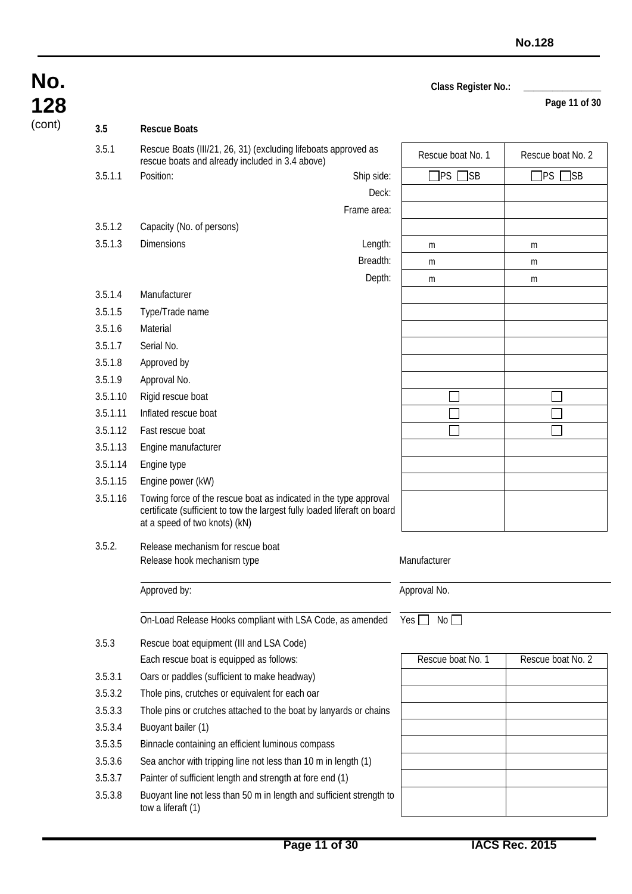**No. 128** (cont)

**Class Register No.:** _______________

### 3.5 Rescue Boats

| | | | Rescue boat No. 1 | Rescue boat No. 2 |
|---|---|---|---|---|
| 3.5.1 | Rescue Boats (III/21, 26, 31) (excluding lifeboats approved as rescue boats and already included in 3.4 above) | | | |
| 3.5.1.1 | Position: | Ship side: | ☐PS ☐SB | ☐PS ☐SB |
| | | Deck: | | |
| | | Frame area: | | |
| 3.5.1.2 | Capacity (No. of persons) | | | |
| 3.5.1.3 | Dimensions | Length: | m | m |
| | | Breadth: | m | m |
| | | Depth: | m | m |
| 3.5.1.4 | Manufacturer | | | |
| 3.5.1.5 | Type/Trade name | | | |
| 3.5.1.6 | Material | | | |
| 3.5.1.7 | Serial No. | | | |
| 3.5.1.8 | Approved by | | | |
| 3.5.1.9 | Approval No. | | | |
| 3.5.1.10 | Rigid rescue boat | | ☐ | ☐ |
| 3.5.1.11 | Inflated rescue boat | | ☐ | ☐ |
| 3.5.1.12 | Fast rescue boat | | ☐ | ☐ |
| 3.5.1.13 | Engine manufacturer | | | |
| 3.5.1.14 | Engine type | | | |
| 3.5.1.15 | Engine power (kW) | | | |
| 3.5.1.16 | Towing force of the rescue boat as indicated in the type approval certificate (sufficient to tow the largest fully loaded liferaft on board at a speed of two knots) (kN) | | | |

3.5.2. Release mechanism for rescue boat

Release hook mechanism type _______________ Manufacturer _______________

Approved by: _______________ Approval No. _______________

On-Load Release Hooks compliant with LSA Code, as amended Yes ☐ No ☐

3.5.3 Rescue boat equipment (III and LSA Code)

Each rescue boat is equipped as follows:

| | | Rescue boat No. 1 | Rescue boat No. 2 |
|---|---|---|---|
| 3.5.3.1 | Oars or paddles (sufficient to make headway) | | |
| 3.5.3.2 | Thole pins, crutches or equivalent for each oar | | |
| 3.5.3.3 | Thole pins or crutches attached to the boat by lanyards or chains | | |
| 3.5.3.4 | Buoyant bailer (1) | | |
| 3.5.3.5 | Binnacle containing an efficient luminous compass | | |
| 3.5.3.6 | Sea anchor with tripping line not less than 10 m in length (1) | | |
| 3.5.3.7 | Painter of sufficient length and strength at fore end (1) | | |
| 3.5.3.8 | Buoyant line not less than 50 m in length and sufficient strength to tow a liferaft (1) | | |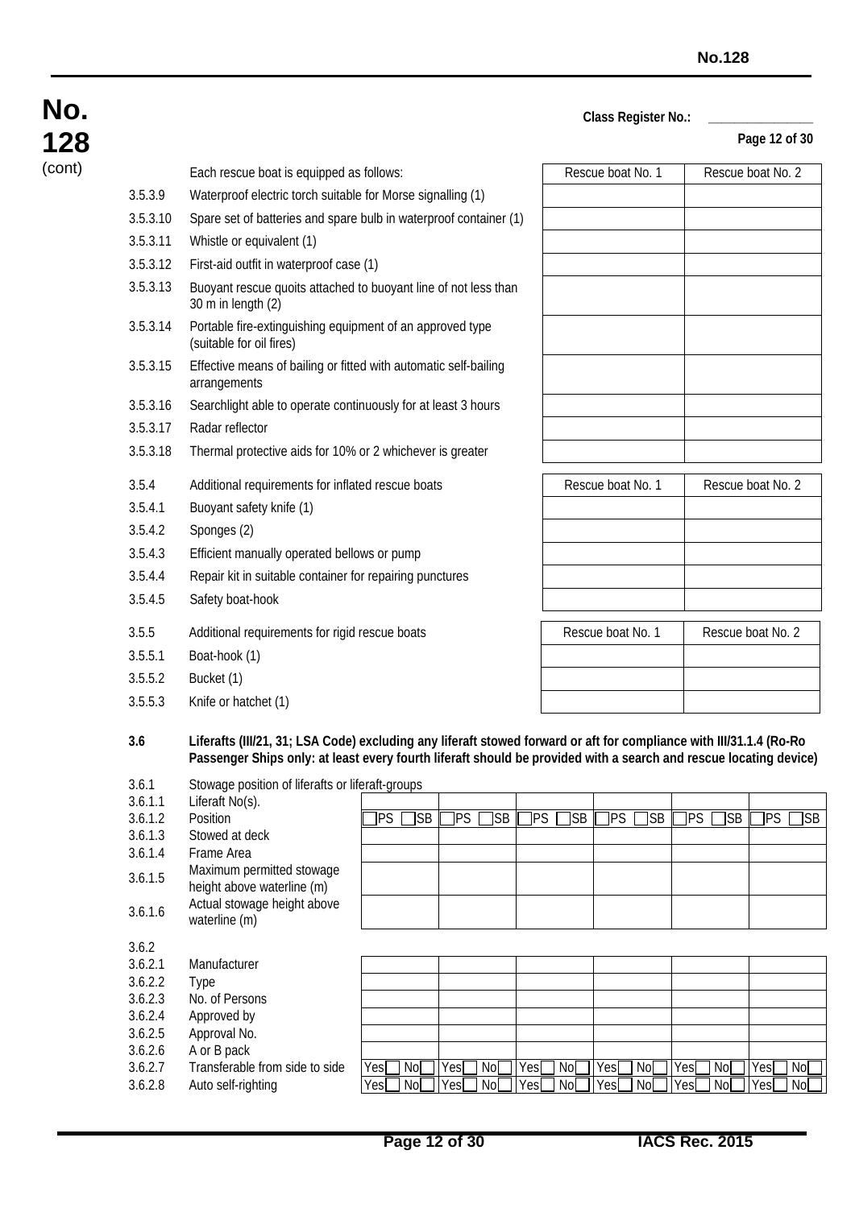Class Register No.: _______________

| | Each rescue boat is equipped as follows: | Rescue boat No. 1 | Rescue boat No. 2 |
|---|---|---|---|
| 3.5.3.9 | Waterproof electric torch suitable for Morse signalling (1) | | |
| 3.5.3.10 | Spare set of batteries and spare bulb in waterproof container (1) | | |
| 3.5.3.11 | Whistle or equivalent (1) | | |
| 3.5.3.12 | First-aid outfit in waterproof case (1) | | |
| 3.5.3.13 | Buoyant rescue quoits attached to buoyant line of not less than 30 m in length (2) | | |
| 3.5.3.14 | Portable fire-extinguishing equipment of an approved type (suitable for oil fires) | | |
| 3.5.3.15 | Effective means of bailing or fitted with automatic self-bailing arrangements | | |
| 3.5.3.16 | Searchlight able to operate continuously for at least 3 hours | | |
| 3.5.3.17 | Radar reflector | | |
| 3.5.3.18 | Thermal protective aids for 10% or 2 whichever is greater | | |

| 3.5.4 | Additional requirements for inflated rescue boats | Rescue boat No. 1 | Rescue boat No. 2 |
|---|---|---|---|
| 3.5.4.1 | Buoyant safety knife (1) | | |
| 3.5.4.2 | Sponges (2) | | |
| 3.5.4.3 | Efficient manually operated bellows or pump | | |
| 3.5.4.4 | Repair kit in suitable container for repairing punctures | | |
| 3.5.4.5 | Safety boat-hook | | |

| 3.5.5 | Additional requirements for rigid rescue boats | Rescue boat No. 1 | Rescue boat No. 2 |
|---|---|---|---|
| 3.5.5.1 | Boat-hook (1) | | |
| 3.5.5.2 | Bucket (1) | | |
| 3.5.5.3 | Knife or hatchet (1) | | |

**3.6 Liferafts (III/21, 31; LSA Code) excluding any liferaft stowed forward or aft for compliance with III/31.1.4 (Ro-Ro Passenger Ships only: at least every fourth liferaft should be provided with a search and rescue locating device)**

3.6.1 Stowage position of liferafts or liferaft-groups

| | | | | | | | |
|---|---|---|---|---|---|---|---|
| 3.6.1.1 | Liferaft No(s). | | | | | | |
| 3.6.1.2 | Position | ☐PS ☐SB | ☐PS ☐SB | ☐PS ☐SB | ☐PS ☐SB | ☐PS ☐SB | ☐PS ☐SB |
| 3.6.1.3 | Stowed at deck | | | | | | |
| 3.6.1.4 | Frame Area | | | | | | |
| 3.6.1.5 | Maximum permitted stowage height above waterline (m) | | | | | | |
| 3.6.1.6 | Actual stowage height above waterline (m) | | | | | | |

3.6.2

| | | | | | | | |
|---|---|---|---|---|---|---|---|
| 3.6.2.1 | Manufacturer | | | | | | |
| 3.6.2.2 | Type | | | | | | |
| 3.6.2.3 | No. of Persons | | | | | | |
| 3.6.2.4 | Approved by | | | | | | |
| 3.6.2.5 | Approval No. | | | | | | |
| 3.6.2.6 | A or B pack | | | | | | |
| 3.6.2.7 | Transferable from side to side | Yes☐ No☐ | Yes☐ No☐ | Yes☐ No☐ | Yes☐ No☐ | Yes☐ No☐ | Yes☐ No☐ |
| 3.6.2.8 | Auto self-righting | Yes☐ No☐ | Yes☐ No☐ | Yes☐ No☐ | Yes☐ No☐ | Yes☐ No☐ | Yes☐ No☐ |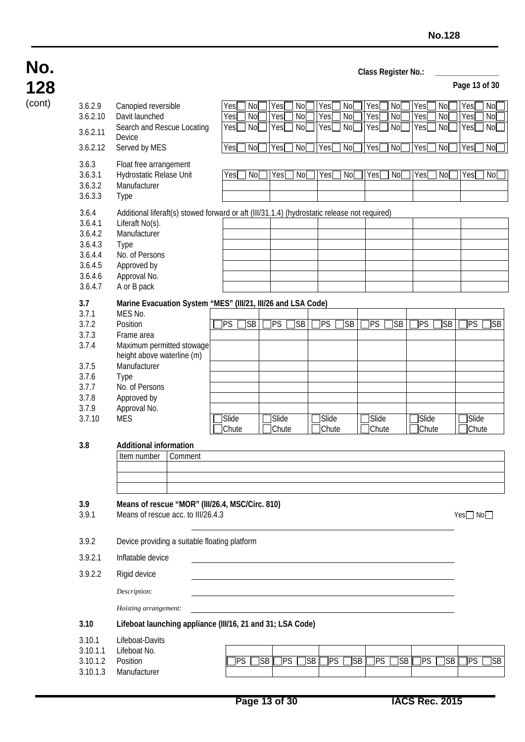Class Register No.: _______________

| | | | | | | | |
|---|---|---|---|---|---|---|---|
| 3.6.2.9 | Canopied reversible | Yes☐ No☐ | Yes☐ No☐ | Yes☐ No☐ | Yes☐ No☐ | Yes☐ No☐ | Yes☐ No☐ |
| 3.6.2.10 | Davit launched | Yes☐ No☐ | Yes☐ No☐ | Yes☐ No☐ | Yes☐ No☐ | Yes☐ No☐ | Yes☐ No☐ |
| 3.6.2.11 | Search and Rescue Locating Device | Yes☐ No☐ | Yes☐ No☐ | Yes☐ No☐ | Yes☐ No☐ | Yes☐ No☐ | Yes☐ No☐ |
| 3.6.2.12 | Served by MES | Yes☐ No☐ | Yes☐ No☐ | Yes☐ No☐ | Yes☐ No☐ | Yes☐ No☐ | Yes☐ No☐ |

3.6.3 Float free arrangement

| | | | | | | | |
|---|---|---|---|---|---|---|---|
| 3.6.3.1 | Hydrostatic Relase Unit | Yes☐ No☐ | Yes☐ No☐ | Yes☐ No☐ | Yes☐ No☐ | Yes☐ No☐ | Yes☐ No☐ |
| 3.6.3.2 | Manufacturer | | | | | | |
| 3.6.3.3 | Type | | | | | | |

3.6.4 Additional liferaft(s) stowed forward or aft (III/31.1.4) (hydrostatic release not required)

| | | | | | | | |
|---|---|---|---|---|---|---|---|
| 3.6.4.1 | Liferaft No(s). | | | | | | |
| 3.6.4.2 | Manufacturer | | | | | | |
| 3.6.4.3 | Type | | | | | | |
| 3.6.4.4 | No. of Persons | | | | | | |
| 3.6.4.5 | Approved by | | | | | | |
| 3.6.4.6 | Approval No. | | | | | | |
| 3.6.4.7 | A or B pack | | | | | | |

**3.7 Marine Evacuation System "MES" (III/21, III/26 and LSA Code)**

| | | | | | | | |
|---|---|---|---|---|---|---|---|
| 3.7.1 | MES No. | | | | | | |
| 3.7.2 | Position | ☐PS ☐SB | ☐PS ☐SB | ☐PS ☐SB | ☐PS ☐SB | ☐PS ☐SB | ☐PS ☐SB |
| 3.7.3 | Frame area | | | | | | |
| 3.7.4 | Maximum permitted stowage height above waterline (m) | | | | | | |
| 3.7.5 | Manufacturer | | | | | | |
| 3.7.6 | Type | | | | | | |
| 3.7.7 | No. of Persons | | | | | | |
| 3.7.8 | Approved by | | | | | | |
| 3.7.9 | Approval No. | | | | | | |
| 3.7.10 | MES | ☐Slide ☐Chute | ☐Slide ☐Chute | ☐Slide ☐Chute | ☐Slide ☐Chute | ☐Slide ☐Chute | ☐Slide ☐Chute |

**3.8 Additional information**

| Item number | Comment |
|---|---|
| | |
| | |
| | |

**3.9 Means of rescue "MOR" (III/26.4, MSC/Circ. 810)**

3.9.1 Means of rescue acc. to III/26.4.3 Yes☐ No☐

_______________________________________________

3.9.2 Device providing a suitable floating platform

3.9.2.1 Inflatable device _______________________________________________

3.9.2.2 Rigid device _______________________________________________

*Description:* _______________________________________________

*Hoisting arrangement:* _______________________________________________

**3.10 Lifeboat launching appliance (III/16, 21 and 31; LSA Code)**

3.10.1 Lifeboat-Davits

| | | | | | | | |
|---|---|---|---|---|---|---|---|
| 3.10.1.1 | Lifeboat No. | | | | | | |
| 3.10.1.2 | Position | ☐PS ☐SB | ☐PS ☐SB | ☐PS ☐SB | ☐PS ☐SB | ☐PS ☐SB | ☐PS ☐SB |
| 3.10.1.3 | Manufacturer | | | | | | |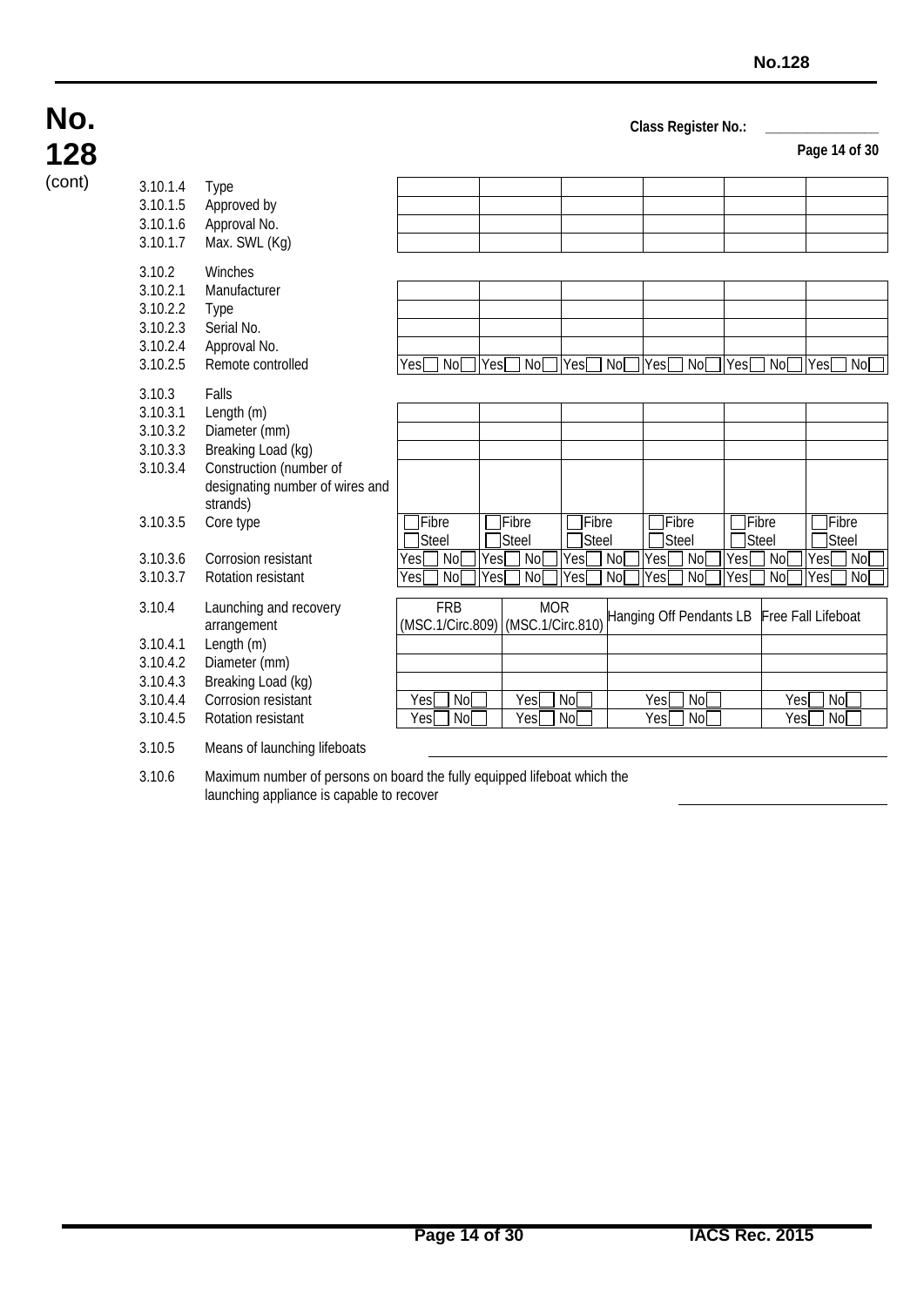Class Register No.: _______________

| | | | | | | | |
|---|---|---|---|---|---|---|---|
| 3.10.1.4 | Type | | | | | | |
| 3.10.1.5 | Approved by | | | | | | |
| 3.10.1.6 | Approval No. | | | | | | |
| 3.10.1.7 | Max. SWL (Kg) | | | | | | |

| | | | | | | | |
|---|---|---|---|---|---|---|---|
| 3.10.2 | Winches | | | | | | |
| 3.10.2.1 | Manufacturer | | | | | | |
| 3.10.2.2 | Type | | | | | | |
| 3.10.2.3 | Serial No. | | | | | | |
| 3.10.2.4 | Approval No. | | | | | | |
| 3.10.2.5 | Remote controlled | Yes ☐ No ☐ | Yes ☐ No ☐ | Yes ☐ No ☐ | Yes ☐ No ☐ | Yes ☐ No ☐ | Yes ☐ No ☐ |

| | | | | | | | |
|---|---|---|---|---|---|---|---|
| 3.10.3 | Falls | | | | | | |
| 3.10.3.1 | Length (m) | | | | | | |
| 3.10.3.2 | Diameter (mm) | | | | | | |
| 3.10.3.3 | Breaking Load (kg) | | | | | | |
| 3.10.3.4 | Construction (number of designating number of wires and strands) | | | | | | |
| 3.10.3.5 | Core type | ☐ Fibre ☐ Steel | ☐ Fibre ☐ Steel | ☐ Fibre ☐ Steel | ☐ Fibre ☐ Steel | ☐ Fibre ☐ Steel | ☐ Fibre ☐ Steel |
| 3.10.3.6 | Corrosion resistant | Yes ☐ No ☐ | Yes ☐ No ☐ | Yes ☐ No ☐ | Yes ☐ No ☐ | Yes ☐ No ☐ | Yes ☐ No ☐ |
| 3.10.3.7 | Rotation resistant | Yes ☐ No ☐ | Yes ☐ No ☐ | Yes ☐ No ☐ | Yes ☐ No ☐ | Yes ☐ No ☐ | Yes ☐ No ☐ |

| | | | | | |
|---|---|---|---|---|---|
| 3.10.4 | Launching and recovery arrangement | FRB (MSC.1/Circ.809) | MOR (MSC.1/Circ.810) | Hanging Off Pendants LB | Free Fall Lifeboat |
| 3.10.4.1 | Length (m) | | | | |
| 3.10.4.2 | Diameter (mm) | | | | |
| 3.10.4.3 | Breaking Load (kg) | | | | |
| 3.10.4.4 | Corrosion resistant | Yes ☐ No ☐ | Yes ☐ No ☐ | Yes ☐ No ☐ | Yes ☐ No ☐ |
| 3.10.4.5 | Rotation resistant | Yes ☐ No ☐ | Yes ☐ No ☐ | Yes ☐ No ☐ | Yes ☐ No ☐ |

3.10.5 Means of launching lifeboats ______________________________

3.10.6 Maximum number of persons on board the fully equipped lifeboat which the launching appliance is capable to recover ______________________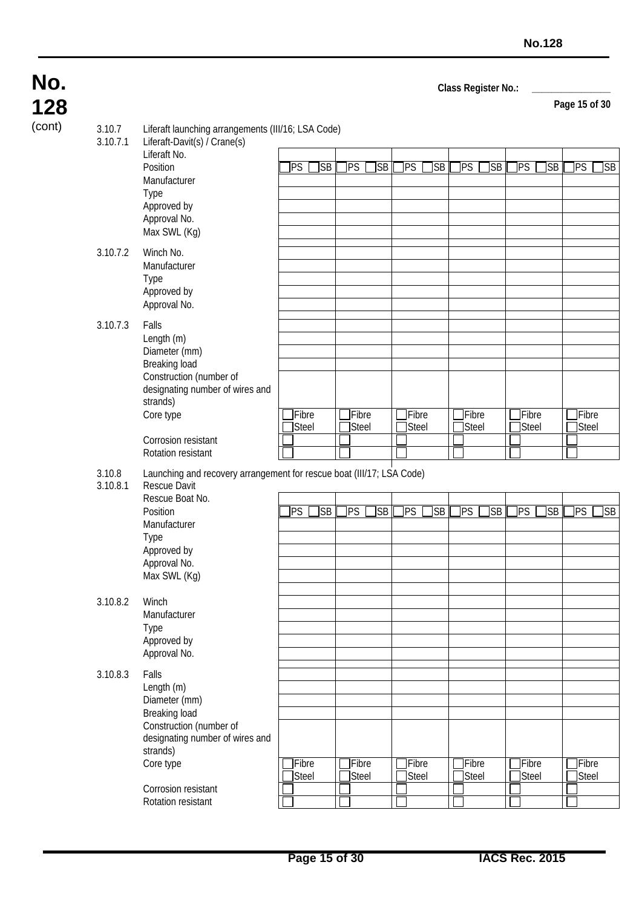No. 128 (cont)

Class Register No.: ______________

3.10.7 Liferaft launching arrangements (III/16; LSA Code)

3.10.7.1 Liferaft-Davit(s) / Crane(s)

| | | | | | | |
|---|---|---|---|---|---|---|
| Liferaft No. | | | | | | |
| Position | ☐PS ☐SB | ☐PS ☐SB | ☐PS ☐SB | ☐PS ☐SB | ☐PS ☐SB | ☐PS ☐SB |
| Manufacturer | | | | | | |
| Type | | | | | | |
| Approved by | | | | | | |
| Approval No. | | | | | | |
| Max SWL (Kg) | | | | | | |

3.10.7.2

| | | | | | | |
|---|---|---|---|---|---|---|
| Winch No. | | | | | | |
| Manufacturer | | | | | | |
| Type | | | | | | |
| Approved by | | | | | | |
| Approval No. | | | | | | |

3.10.7.3

| | | | | | | |
|---|---|---|---|---|---|---|
| Falls | | | | | | |
| Length (m) | | | | | | |
| Diameter (mm) | | | | | | |
| Breaking load | | | | | | |
| Construction (number of designating number of wires and strands) | | | | | | |
| Core type | ☐Fibre ☐Steel | ☐Fibre ☐Steel | ☐Fibre ☐Steel | ☐Fibre ☐Steel | ☐Fibre ☐Steel | ☐Fibre ☐Steel |
| Corrosion resistant | ☐ | ☐ | ☐ | ☐ | ☐ | ☐ |
| Rotation resistant | ☐ | ☐ | ☐ | ☐ | ☐ | ☐ |

3.10.8 Launching and recovery arrangement for rescue boat (III/17; LSA Code)

3.10.8.1 Rescue Davit

| | | | | | | |
|---|---|---|---|---|---|---|
| Rescue Boat No. | | | | | | |
| Position | ☐PS ☐SB | ☐PS ☐SB | ☐PS ☐SB | ☐PS ☐SB | ☐PS ☐SB | ☐PS ☐SB |
| Manufacturer | | | | | | |
| Type | | | | | | |
| Approved by | | | | | | |
| Approval No. | | | | | | |
| Max SWL (Kg) | | | | | | |

3.10.8.2

| | | | | | | |
|---|---|---|---|---|---|---|
| Winch | | | | | | |
| Manufacturer | | | | | | |
| Type | | | | | | |
| Approved by | | | | | | |
| Approval No. | | | | | | |

3.10.8.3

| | | | | | | |
|---|---|---|---|---|---|---|
| Falls | | | | | | |
| Length (m) | | | | | | |
| Diameter (mm) | | | | | | |
| Breaking load | | | | | | |
| Construction (number of designating number of wires and strands) | | | | | | |
| Core type | ☐Fibre ☐Steel | ☐Fibre ☐Steel | ☐Fibre ☐Steel | ☐Fibre ☐Steel | ☐Fibre ☐Steel | ☐Fibre ☐Steel |
| Corrosion resistant | ☐ | ☐ | ☐ | ☐ | ☐ | ☐ |
| Rotation resistant | ☐ | ☐ | ☐ | ☐ | ☐ | ☐ |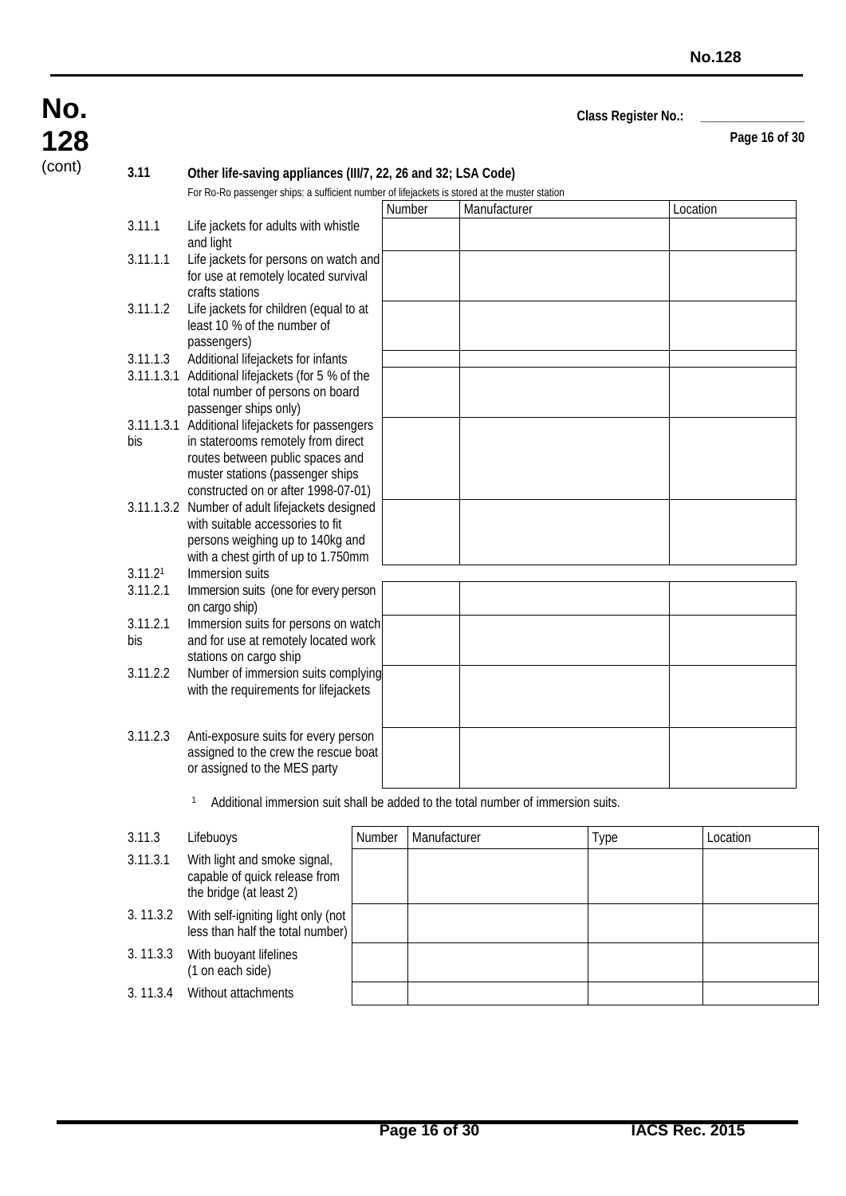**No. 128** (cont)

Class Register No.: _______________

### 3.11 Other life-saving appliances (III/7, 22, 26 and 32; LSA Code)

For Ro-Ro passenger ships: a sufficient number of lifejackets is stored at the muster station

| | | Number | Manufacturer | Location |
|---|---|---|---|---|
| 3.11.1 | Life jackets for adults with whistle and light | | | |
| 3.11.1.1 | Life jackets for persons on watch and for use at remotely located survival crafts stations | | | |
| 3.11.1.2 | Life jackets for children (equal to at least 10 % of the number of passengers) | | | |
| 3.11.1.3 | Additional lifejackets for infants | | | |
| 3.11.1.3.1 | Additional lifejackets (for 5 % of the total number of persons on board passenger ships only) | | | |
| 3.11.1.3.1 bis | Additional lifejackets for passengers in staterooms remotely from direct routes between public spaces and muster stations (passenger ships constructed on or after 1998-07-01) | | | |
| 3.11.1.3.2 | Number of adult lifejackets designed with suitable accessories to fit persons weighing up to 140kg and with a chest girth of up to 1.750mm | | | |
| 3.11.2[1] | Immersion suits | | | |
| 3.11.2.1 | Immersion suits (one for every person on cargo ship) | | | |
| 3.11.2.1 bis | Immersion suits for persons on watch and for use at remotely located work stations on cargo ship | | | |
| 3.11.2.2 | Number of immersion suits complying with the requirements for lifejackets | | | |
| 3.11.2.3 | Anti-exposure suits for every person assigned to the crew the rescue boat or assigned to the MES party | | | |

[1] Additional immersion suit shall be added to the total number of immersion suits.

| | | Number | Manufacturer | Type | Location |
|---|---|---|---|---|---|
| 3.11.3 | Lifebuoys | | | | |
| 3.11.3.1 | With light and smoke signal, capable of quick release from the bridge (at least 2) | | | | |
| 3. 11.3.2 | With self-igniting light only (not less than half the total number) | | | | |
| 3. 11.3.3 | With buoyant lifelines (1 on each side) | | | | |
| 3. 11.3.4 | Without attachments | | | | |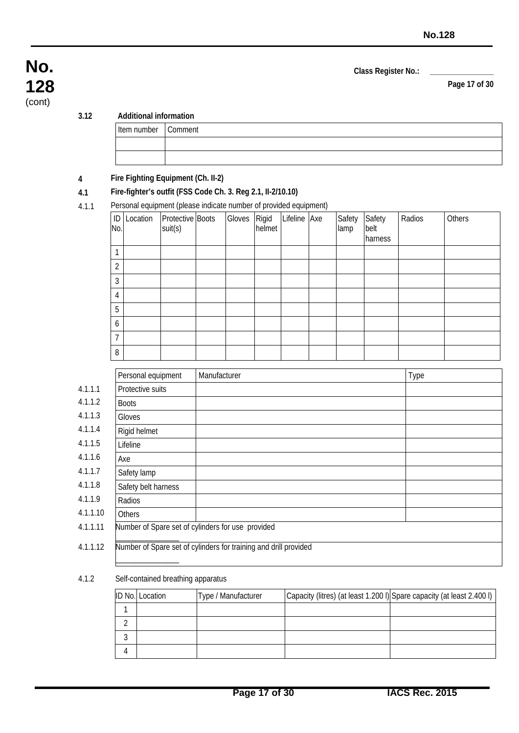Class Register No.: _______________

### 3.12 Additional information

| Item number | Comment |
|---|---|
| | |
| | |

## 4 Fire Fighting Equipment (Ch. II-2)

### 4.1 Fire-fighter's outfit (FSS Code Ch. 3. Reg 2.1, II-2/10.10)

4.1.1 Personal equipment (please indicate number of provided equipment)

| ID No. | Location | Protective suit(s) | Boots | Gloves | Rigid helmet | Lifeline | Axe | Safety lamp | Safety belt harness | Radios | Others |
|---|---|---|---|---|---|---|---|---|---|---|---|
| 1 | | | | | | | | | | | |
| 2 | | | | | | | | | | | |
| 3 | | | | | | | | | | | |
| 4 | | | | | | | | | | | |
| 5 | | | | | | | | | | | |
| 6 | | | | | | | | | | | |
| 7 | | | | | | | | | | | |
| 8 | | | | | | | | | | | |

| | Personal equipment | Manufacturer | Type |
|---|---|---|---|
| 4.1.1.1 | Protective suits | | |
| 4.1.1.2 | Boots | | |
| 4.1.1.3 | Gloves | | |
| 4.1.1.4 | Rigid helmet | | |
| 4.1.1.5 | Lifeline | | |
| 4.1.1.6 | Axe | | |
| 4.1.1.7 | Safety lamp | | |
| 4.1.1.8 | Safety belt harness | | |
| 4.1.1.9 | Radios | | |
| 4.1.1.10 | Others | | |
| 4.1.1.11 | Number of Spare set of cylinders for use provided _______________ | | |
| 4.1.1.12 | Number of Spare set of cylinders for training and drill provided _______________ | | |

4.1.2 Self-contained breathing apparatus

| ID No. | Location | Type / Manufacturer | Capacity (litres) (at least 1.200 l) | Spare capacity (at least 2.400 l) |
|---|---|---|---|---|
| 1 | | | | |
| 2 | | | | |
| 3 | | | | |
| 4 | | | | |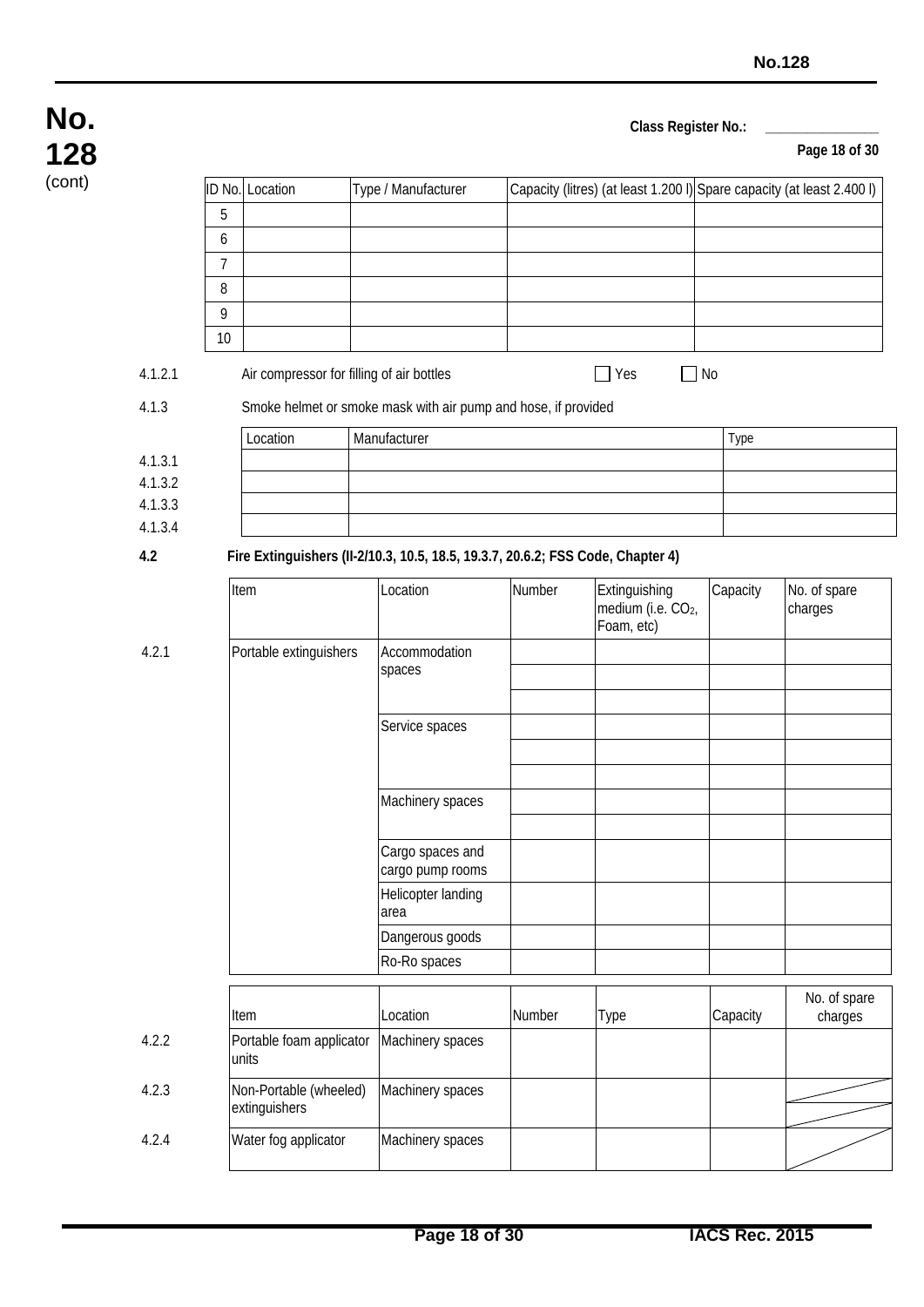Class Register No.: _______________

| ID No. | Location | Type / Manufacturer | Capacity (litres) (at least 1.200 l) | Spare capacity (at least 2.400 l) |
| --- | --- | --- | --- | --- |
| 5 | | | | |
| 6 | | | | |
| 7 | | | | |
| 8 | | | | |
| 9 | | | | |
| 10 | | | | |

4.1.2.1 Air compressor for filling of air bottles ☐ Yes ☐ No

4.1.3 Smoke helmet or smoke mask with air pump and hose, if provided

| | Location | Manufacturer | Type |
| --- | --- | --- | --- |
| 4.1.3.1 | | | |
| 4.1.3.2 | | | |
| 4.1.3.3 | | | |
| 4.1.3.4 | | | |

**4.2 Fire Extinguishers (II-2/10.3, 10.5, 18.5, 19.3.7, 20.6.2; FSS Code, Chapter 4)**

| | Item | Location | Number | Extinguishing medium (i.e. $CO_2$, Foam, etc) | Capacity | No. of spare charges |
| --- | --- | --- | --- | --- | --- | --- |
| 4.2.1 | Portable extinguishers | Accommodation spaces | | | | |
| | | | | | | |
| | | | | | | |
| | | Service spaces | | | | |
| | | | | | | |
| | | | | | | |
| | | Machinery spaces | | | | |
| | | | | | | |
| | | Cargo spaces and cargo pump rooms | | | | |
| | | Helicopter landing area | | | | |
| | | Dangerous goods | | | | |
| | | Ro-Ro spaces | | | | |

| | Item | Location | Number | Type | Capacity | No. of spare charges |
| --- | --- | --- | --- | --- | --- | --- |
| 4.2.2 | Portable foam applicator units | Machinery spaces | | | | |
| 4.2.3 | Non-Portable (wheeled) extinguishers | Machinery spaces | | | | |
| 4.2.4 | Water fog applicator | Machinery spaces | | | | |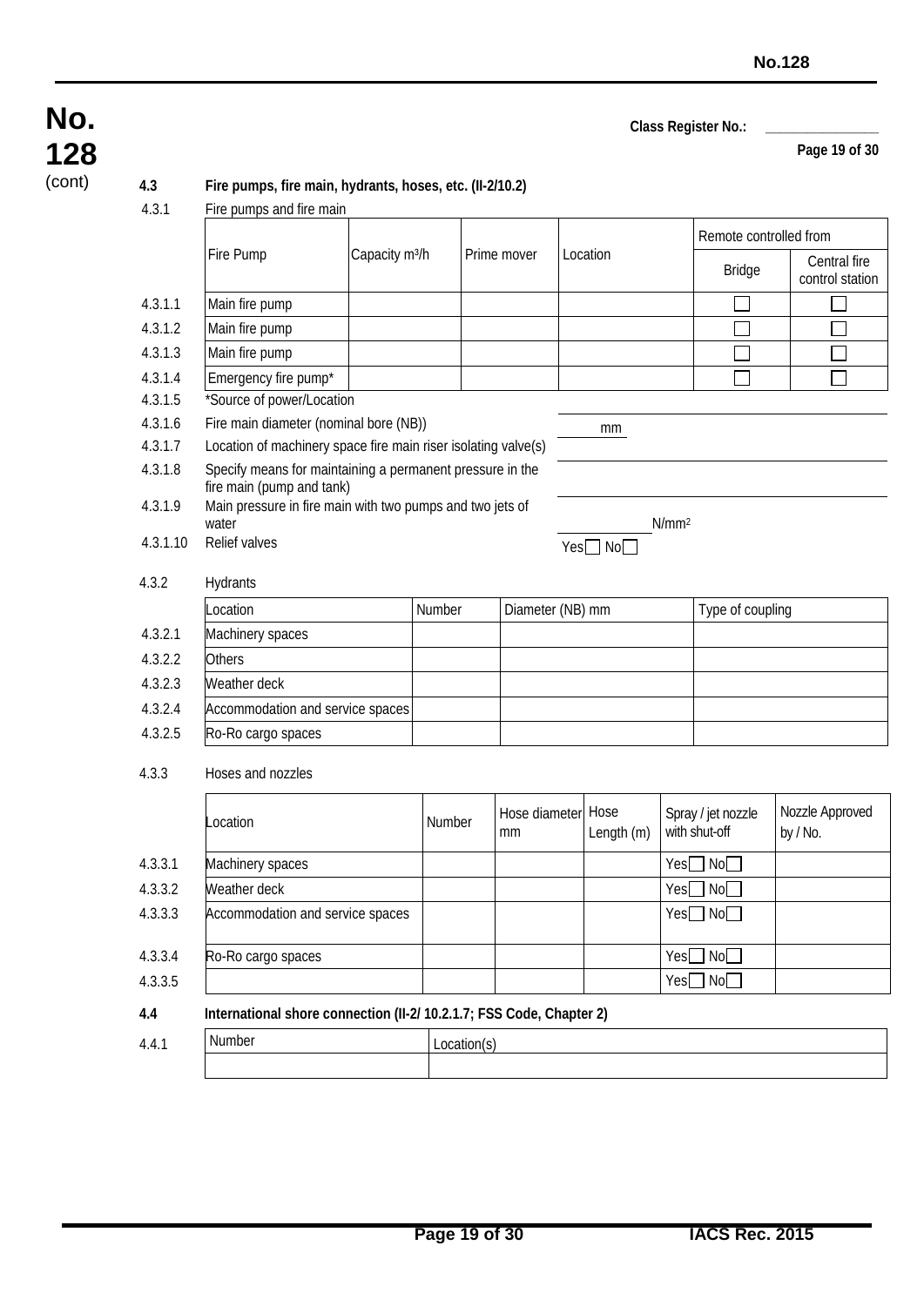Class Register No.: _______________

**4.3 Fire pumps, fire main, hydrants, hoses, etc. (II-2/10.2)**

4.3.1 Fire pumps and fire main

| | Fire Pump | Capacity m³/h | Prime mover | Location | Remote controlled from | |
|---|---|---|---|---|---|---|
| | | | | | Bridge | Central fire control station |
| 4.3.1.1 | Main fire pump | | | | ☐ | ☐ |
| 4.3.1.2 | Main fire pump | | | | ☐ | ☐ |
| 4.3.1.3 | Main fire pump | | | | ☐ | ☐ |
| 4.3.1.4 | Emergency fire pump* | | | | ☐ | ☐ |

4.3.1.5 *Source of power/Location ______________________

4.3.1.6 Fire main diameter (nominal bore (NB)) ______ mm

4.3.1.7 Location of machinery space fire main riser isolating valve(s) ______________________

4.3.1.8 Specify means for maintaining a permanent pressure in the fire main (pump and tank) ______________________

4.3.1.9 Main pressure in fire main with two pumps and two jets of water ______________ $N/mm^2$

4.3.1.10 Relief valves Yes ☐ No ☐

4.3.2 Hydrants

| | Location | Number | Diameter (NB) mm | Type of coupling |
|---|---|---|---|---|
| 4.3.2.1 | Machinery spaces | | | |
| 4.3.2.2 | Others | | | |
| 4.3.2.3 | Weather deck | | | |
| 4.3.2.4 | Accommodation and service spaces | | | |
| 4.3.2.5 | Ro-Ro cargo spaces | | | |

4.3.3 Hoses and nozzles

| | Location | Number | Hose diameter mm | Hose Length (m) | Spray / jet nozzle with shut-off | Nozzle Approved by / No. |
|---|---|---|---|---|---|---|
| 4.3.3.1 | Machinery spaces | | | | Yes ☐ No ☐ | |
| 4.3.3.2 | Weather deck | | | | Yes ☐ No ☐ | |
| 4.3.3.3 | Accommodation and service spaces | | | | Yes ☐ No ☐ | |
| 4.3.3.4 | Ro-Ro cargo spaces | | | | Yes ☐ No ☐ | |
| 4.3.3.5 | | | | | Yes ☐ No ☐ | |

**4.4 International shore connection (II-2/ 10.2.1.7; FSS Code, Chapter 2)**

| | Number | Location(s) |
|---|---|---|
| 4.4.1 | | |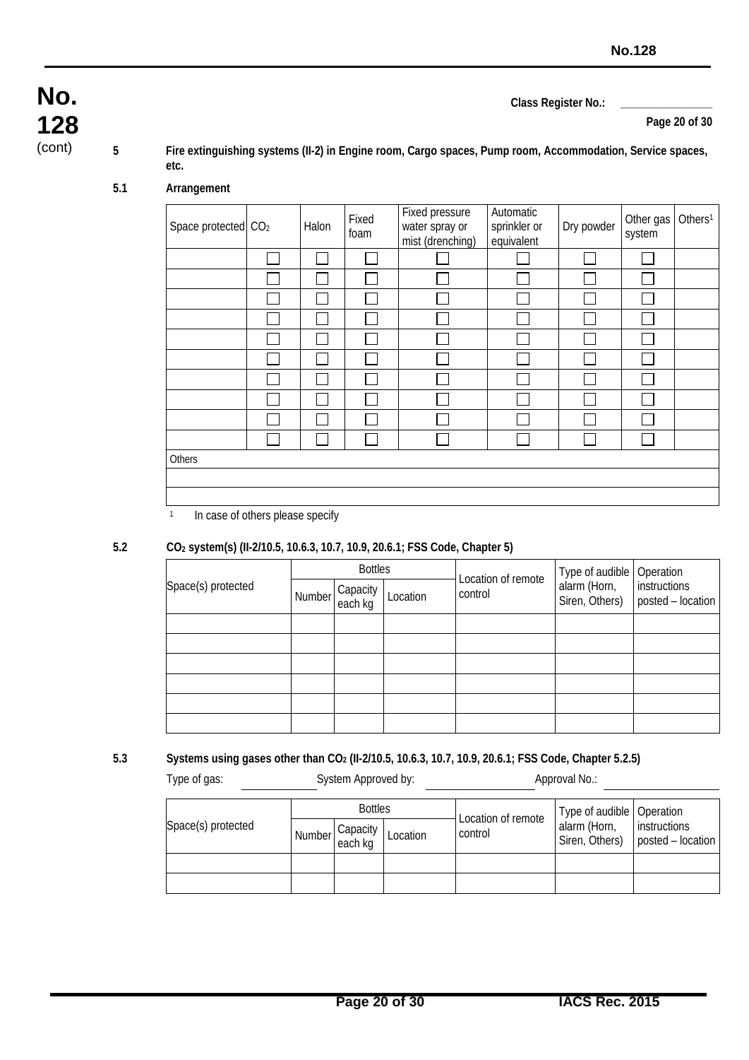**No. 128** (cont)

Class Register No.: _______________

Page 20 of 30

**5 Fire extinguishing systems (II-2) in Engine room, Cargo spaces, Pump room, Accommodation, Service spaces, etc.**

**5.1 Arrangement**

| Space protected | $CO_2$ | Halon | Fixed foam | Fixed pressure water spray or mist (drenching) | Automatic sprinkler or equivalent | Dry powder | Other gas system | Others[1] |
|---|---|---|---|---|---|---|---|---|
| | ☐ | ☐ | ☐ | ☐ | ☐ | ☐ | ☐ | |
| | ☐ | ☐ | ☐ | ☐ | ☐ | ☐ | ☐ | |
| | ☐ | ☐ | ☐ | ☐ | ☐ | ☐ | ☐ | |
| | ☐ | ☐ | ☐ | ☐ | ☐ | ☐ | ☐ | |
| | ☐ | ☐ | ☐ | ☐ | ☐ | ☐ | ☐ | |
| | ☐ | ☐ | ☐ | ☐ | ☐ | ☐ | ☐ | |
| | ☐ | ☐ | ☐ | ☐ | ☐ | ☐ | ☐ | |
| | ☐ | ☐ | ☐ | ☐ | ☐ | ☐ | ☐ | |
| | ☐ | ☐ | ☐ | ☐ | ☐ | ☐ | ☐ | |
| | ☐ | ☐ | ☐ | ☐ | ☐ | ☐ | ☐ | |
| Others | | | | | | | | |
| | | | | | | | | |
| | | | | | | | | |

[1] In case of others please specify

**5.2 $CO_2$ system(s) (II-2/10.5, 10.6.3, 10.7, 10.9, 20.6.1; FSS Code, Chapter 5)**

| Space(s) protected | Bottles | | | Location of remote control | Type of audible alarm (Horn, Siren, Others) | Operation instructions posted – location |
|---|---|---|---|---|---|---|
| | Number | Capacity each kg | Location | | | |
| | | | | | | |
| | | | | | | |
| | | | | | | |
| | | | | | | |
| | | | | | | |
| | | | | | | |

**5.3 Systems using gases other than $CO_2$ (II-2/10.5, 10.6.3, 10.7, 10.9, 20.6.1; FSS Code, Chapter 5.2.5)**

Type of gas: ____________ System Approved by: ____________ Approval No.: ____________

| Space(s) protected | Bottles | | | Location of remote control | Type of audible alarm (Horn, Siren, Others) | Operation instructions posted – location |
|---|---|---|---|---|---|---|
| | Number | Capacity each kg | Location | | | |
| | | | | | | |
| | | | | | | |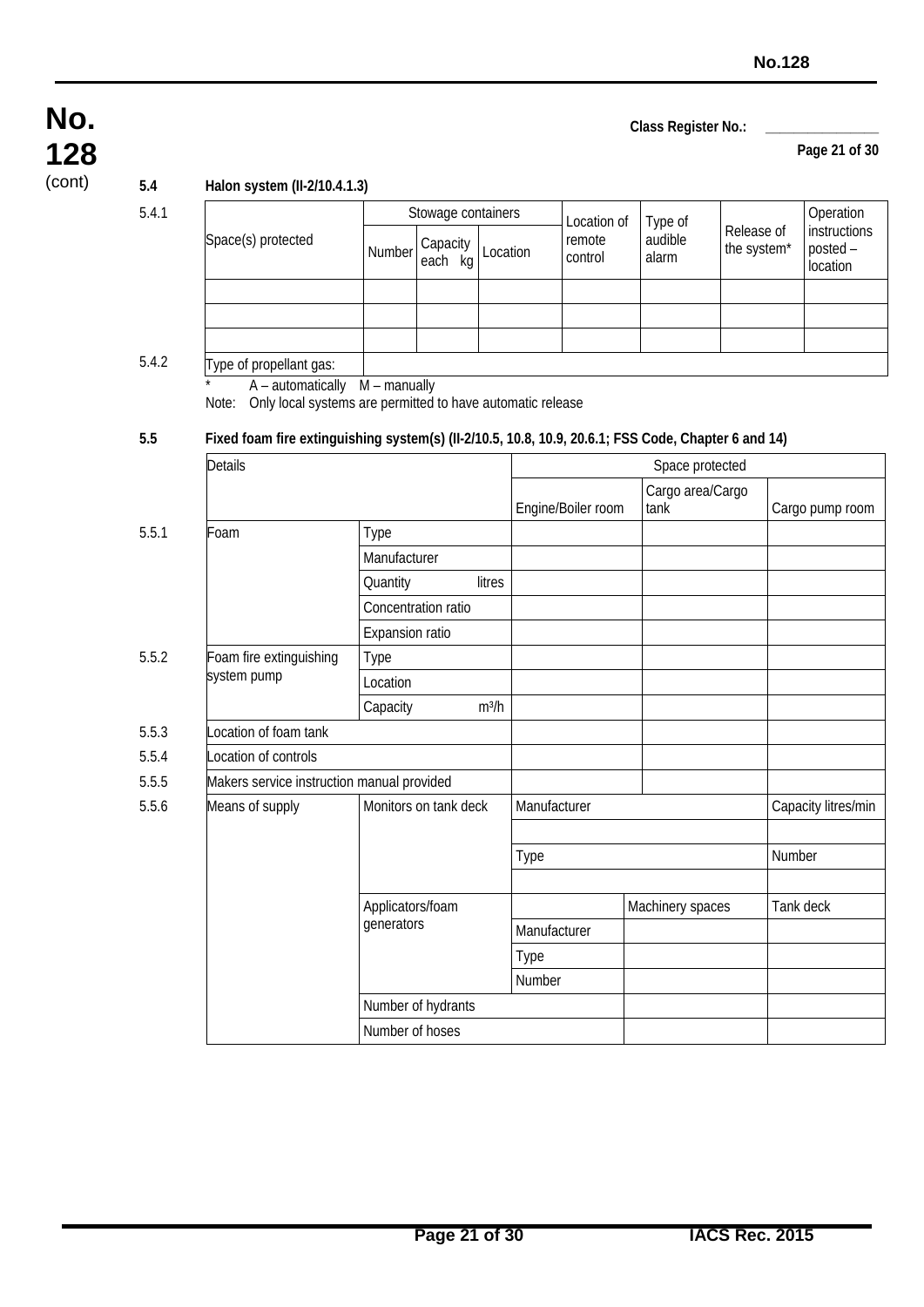**No. 128 (cont)**

**Class Register No.:** _______________

### 5.4 Halon system (II-2/10.4.1.3)

5.4.1

| Space(s) protected | Stowage containers | | | Location of remote control | Type of audible alarm | Release of the system* | Operation instructions posted – location |
|---|---|---|---|---|---|---|---|
| | Number | Capacity each kg | Location | | | | |
| | | | | | | | |
| | | | | | | | |
| | | | | | | | |

5.4.2

| Type of propellant gas: | |
|---|---|

\* A – automatically M – manually

Note: Only local systems are permitted to have automatic release

### 5.5 Fixed foam fire extinguishing system(s) (II-2/10.5, 10.8, 10.9, 20.6.1; FSS Code, Chapter 6 and 14)

| | Details | | Space protected | | |
|---|---|---|---|---|---|
| | | | Engine/Boiler room | Cargo area/Cargo tank | Cargo pump room |
| 5.5.1 | Foam | Type | | | |
| | | Manufacturer | | | |
| | | Quantity litres | | | |
| | | Concentration ratio | | | |
| | | Expansion ratio | | | |
| 5.5.2 | Foam fire extinguishing system pump | Type | | | |
| | | Location | | | |
| | | Capacity m³/h | | | |
| 5.5.3 | Location of foam tank | | | | |
| 5.5.4 | Location of controls | | | | |
| 5.5.5 | Makers service instruction manual provided | | | | |

| | | | | | |
|---|---|---|---|---|---|
| 5.5.6 | Means of supply | Monitors on tank deck | Manufacturer | | Capacity litres/min |
| | | | | | |
| | | | Type | | Number |
| | | | | | |
| | | Applicators/foam generators | | Machinery spaces | Tank deck |
| | | | Manufacturer | | |
| | | | Type | | |
| | | | Number | | |
| | | Number of hydrants | | | |
| | | Number of hoses | | | |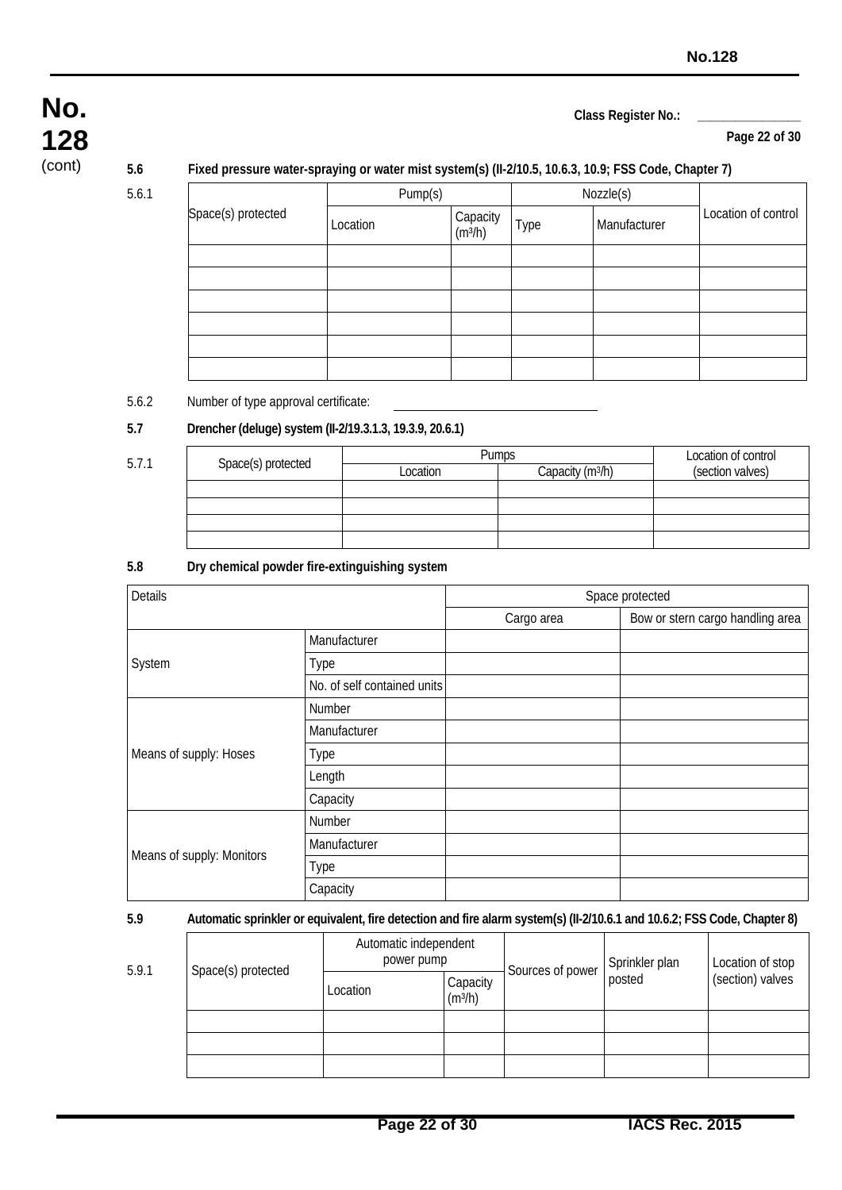Class Register No.: _______________

**5.6 Fixed pressure water-spraying or water mist system(s) (II-2/10.5, 10.6.3, 10.9; FSS Code, Chapter 7)**

5.6.1

| Space(s) protected | Pump(s) | | Nozzle(s) | | Location of control |
|---|---|---|---|---|---|
| | Location | Capacity ($m^3/h$) | Type | Manufacturer | |
| | | | | | |
| | | | | | |
| | | | | | |
| | | | | | |
| | | | | | |
| | | | | | |

5.6.2 Number of type approval certificate: ______________________________

**5.7 Drencher (deluge) system (II-2/19.3.1.3, 19.3.9, 20.6.1)**

5.7.1

| Space(s) protected | Pumps | | Location of control (section valves) |
|---|---|---|---|
| | Location | Capacity ($m^3/h$) | |
| | | | |
| | | | |
| | | | |
| | | | |

**5.8 Dry chemical powder fire-extinguishing system**

| Details | | Space protected | |
|---|---|---|---|
| | | Cargo area | Bow or stern cargo handling area |
| System | Manufacturer | | |
| | Type | | |
| | No. of self contained units | | |
| Means of supply: Hoses | Number | | |
| | Manufacturer | | |
| | Type | | |
| | Length | | |
| | Capacity | | |
| Means of supply: Monitors | Number | | |
| | Manufacturer | | |
| | Type | | |
| | Capacity | | |

**5.9 Automatic sprinkler or equivalent, fire detection and fire alarm system(s) (II-2/10.6.1 and 10.6.2; FSS Code, Chapter 8)**

5.9.1

| Space(s) protected | Automatic independent power pump | | Sources of power | Sprinkler plan posted | Location of stop (section) valves |
|---|---|---|---|---|---|
| | Location | Capacity ($m^3/h$) | | | |
| | | | | | |
| | | | | | |
| | | | | | |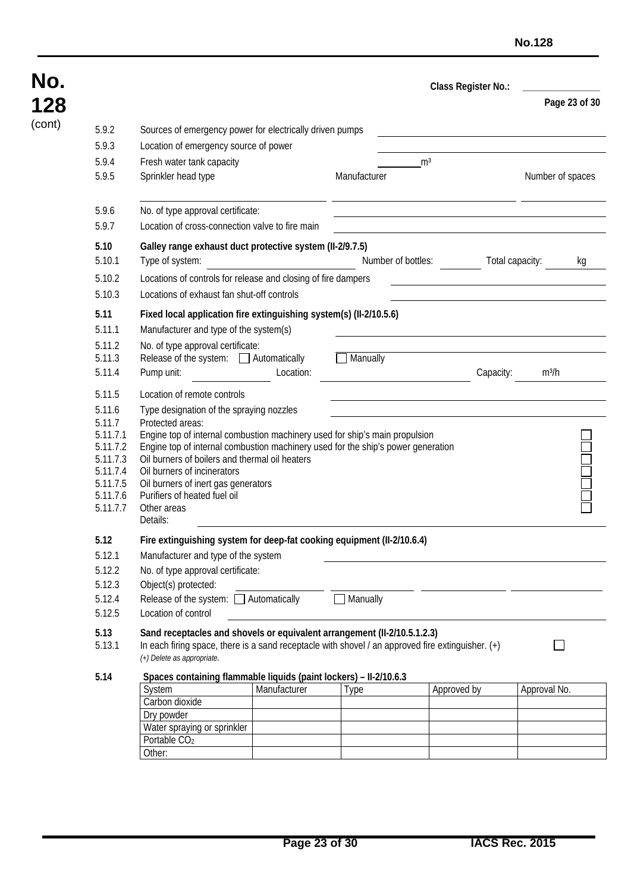Class Register No.: _______________

5.9.2 Sources of emergency power for electrically driven pumps ____________________

5.9.3 Location of emergency source of power ____________________

5.9.4 Fresh water tank capacity ________ $m^3$

5.9.5 Sprinkler head type ____________ Manufacturer ____________ Number of spaces ____________

5.9.6 No. of type approval certificate: ____________________

5.9.7 Location of cross-connection valve to fire main ____________________

**5.10 Galley range exhaust duct protective system (II-2/9.7.5)**

5.10.1 Type of system: ____________ Number of bottles: ________ Total capacity: ________ kg

5.10.2 Locations of controls for release and closing of fire dampers ____________________

5.10.3 Locations of exhaust fan shut-off controls ____________________

**5.11 Fixed local application fire extinguishing system(s) (II-2/10.5.6)**

5.11.1 Manufacturer and type of the system(s) ____________________

5.11.2 No. of type approval certificate: ____________________

5.11.3 Release of the system: ☐ Automatically ☐ Manually

5.11.4 Pump unit: ____________ Location: ____________ Capacity: ________ $m^3/h$

5.11.5 Location of remote controls ____________________

5.11.6 Type designation of the spraying nozzles ____________________

5.11.7 Protected areas:

5.11.7.1 Engine top of internal combustion machinery used for ship's main propulsion ☐

5.11.7.2 Engine top of internal combustion machinery used for the ship's power generation ☐

5.11.7.3 Oil burners of boilers and thermal oil heaters ☐

5.11.7.4 Oil burners of incinerators ☐

5.11.7.5 Oil burners of inert gas generators ☐

5.11.7.6 Purifiers of heated fuel oil ☐

5.11.7.7 Other areas ☐

Details: ____________________

**5.12 Fire extinguishing system for deep-fat cooking equipment (II-2/10.6.4)**

5.12.1 Manufacturer and type of the system ____________________

5.12.2 No. of type approval certificate: ____________________

5.12.3 Object(s) protected: ____________ ____________ ____________ ____________

5.12.4 Release of the system: ☐ Automatically ☐ Manually

5.12.5 Location of control ____________________

**5.13 Sand receptacles and shovels or equivalent arrangement (II-2/10.5.1.2.3)**

5.13.1 In each firing space, there is a sand receptacle with shovel / an approved fire extinguisher. (+) ☐

*(+) Delete as appropriate.*

**5.14 Spaces containing flammable liquids (paint lockers) – II-2/10.6.3**

| System | Manufacturer | Type | Approved by | Approval No. |
|---|---|---|---|---|
| Carbon dioxide | | | | |
| Dry powder | | | | |
| Water spraying or sprinkler | | | | |
| Portable $CO_2$ | | | | |
| Other: | | | | |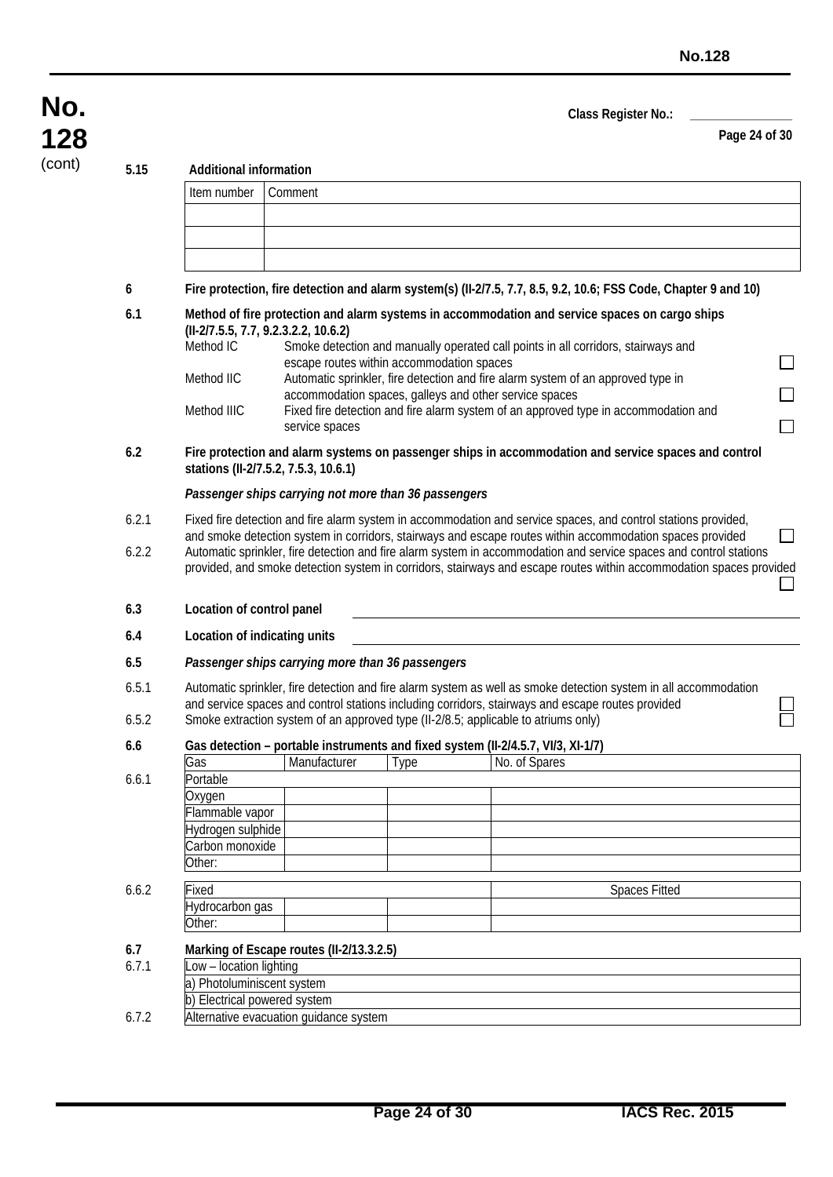**No. 128** (cont)

Class Register No.: _______________

**5.15 Additional information**

| Item number | Comment |
|---|---|
| | |
| | |
| | |

**6 Fire protection, fire detection and alarm system(s) (II-2/7.5, 7.7, 8.5, 9.2, 10.6; FSS Code, Chapter 9 and 10)**

**6.1 Method of fire protection and alarm systems in accommodation and service spaces on cargo ships (II-2/7.5.5, 7.7, 9.2.3.2.2, 10.6.2)**

Method IC — Smoke detection and manually operated call points in all corridors, stairways and escape routes within accommodation spaces ☐

Method IIC — Automatic sprinkler, fire detection and fire alarm system of an approved type in accommodation spaces, galleys and other service spaces ☐

Method IIIC — Fixed fire detection and fire alarm system of an approved type in accommodation and service spaces ☐

**6.2 Fire protection and alarm systems on passenger ships in accommodation and service spaces and control stations (II-2/7.5.2, 7.5.3, 10.6.1)**

***Passenger ships carrying not more than 36 passengers***

6.2.1 Fixed fire detection and fire alarm system in accommodation and service spaces, and control stations provided, and smoke detection system in corridors, stairways and escape routes within accommodation spaces provided ☐

6.2.2 Automatic sprinkler, fire detection and fire alarm system in accommodation and service spaces and control stations provided, and smoke detection system in corridors, stairways and escape routes within accommodation spaces provided ☐

**6.3 Location of control panel** _______________

**6.4 Location of indicating units** _______________

**6.5 *Passenger ships carrying more than 36 passengers***

6.5.1 Automatic sprinkler, fire detection and fire alarm system as well as smoke detection system in all accommodation and service spaces and control stations including corridors, stairways and escape routes provided ☐

6.5.2 Smoke extraction system of an approved type (II-2/8.5; applicable to atriums only) ☐

**6.6 Gas detection – portable instruments and fixed system (II-2/4.5.7, VI/3, XI-1/7)**

6.6.1

| Gas | Manufacturer | Type | No. of Spares |
|---|---|---|---|
| Portable | | | |
| Oxygen | | | |
| Flammable vapor | | | |
| Hydrogen sulphide | | | |
| Carbon monoxide | | | |
| Other: | | | |

6.6.2

| Fixed | | | Spaces Fitted |
|---|---|---|---|
| Hydrocarbon gas | | | |
| Other: | | | |

**6.7 Marking of Escape routes (II-2/13.3.2.5)**

| | |
|---|---|
| 6.7.1 | Low – location lighting |
| | a) Photoluminiscent system |
| | b) Electrical powered system |
| 6.7.2 | Alternative evacuation guidance system |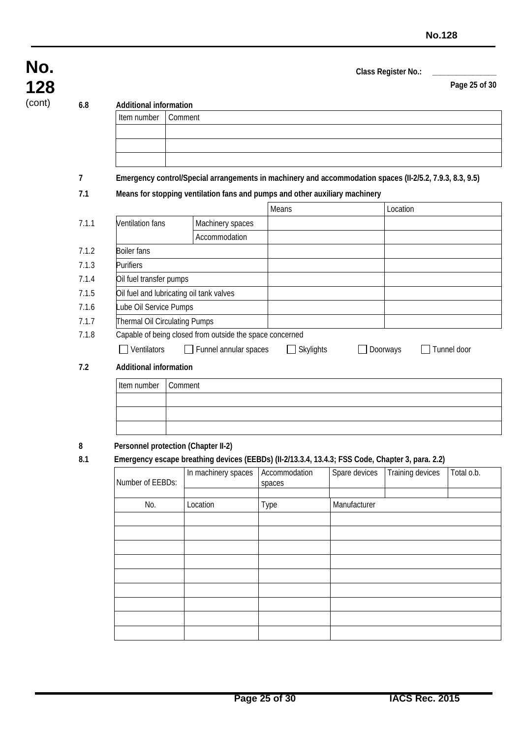Class Register No.: _______________

**6.8 Additional information**

| Item number | Comment |
|---|---|
| | |
| | |
| | |

**7 Emergency control/Special arrangements in machinery and accommodation spaces (II-2/5.2, 7.9.3, 8.3, 9.5)**

**7.1 Means for stopping ventilation fans and pumps and other auxiliary machinery**

| | | | Means | Location |
|---|---|---|---|---|
| 7.1.1 | Ventilation fans | Machinery spaces | | |
| | | Accommodation | | |
| 7.1.2 | Boiler fans | | | |
| 7.1.3 | Purifiers | | | |
| 7.1.4 | Oil fuel transfer pumps | | | |
| 7.1.5 | Oil fuel and lubricating oil tank valves | | | |
| 7.1.6 | Lube Oil Service Pumps | | | |
| 7.1.7 | Thermal Oil Circulating Pumps | | | |

7.1.8 Capable of being closed from outside the space concerned

☐ Ventilators ☐ Funnel annular spaces ☐ Skylights ☐ Doorways ☐ Tunnel door

**7.2 Additional information**

| Item number | Comment |
|---|---|
| | |
| | |
| | |

**8 Personnel protection (Chapter II-2)**

**8.1 Emergency escape breathing devices (EEBDs) (II-2/13.3.4, 13.4.3; FSS Code, Chapter 3, para. 2.2)**

| Number of EEBDs: | In machinery spaces | Accommodation spaces | Spare devices | Training devices | Total o.b. |
|---|---|---|---|---|---|
| | | | | | |

| No. | Location | Type | Manufacturer |
|---|---|---|---|
| | | | |
| | | | |
| | | | |
| | | | |
| | | | |
| | | | |
| | | | |
| | | | |
| | | | |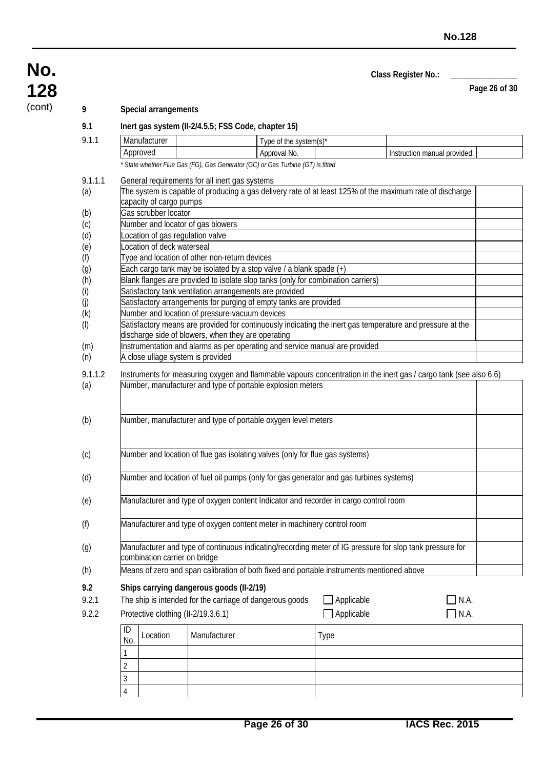Class Register No.: _______________

## 9 Special arrangements

### 9.1 Inert gas system (II-2/4.5.5; FSS Code, chapter 15)

9.1.1

| Manufacturer | | Type of the system(s)* | | | |
|---|---|---|---|---|---|
| Approved | | Approval No. | | Instruction manual provided: | |

*\* State whether Flue Gas (FG), Gas Generator (GC) or Gas Turbine (GT) is fitted*

9.1.1.1 General requirements for all inert gas systems

| | | |
|---|---|---|
| (a) | The system is capable of producing a gas delivery rate of at least 125% of the maximum rate of discharge capacity of cargo pumps | |
| (b) | Gas scrubber locator | |
| (c) | Number and locator of gas blowers | |
| (d) | Location of gas regulation valve | |
| (e) | Location of deck waterseal | |
| (f) | Type and location of other non-return devices | |
| (g) | Each cargo tank may be isolated by a stop valve / a blank spade (+) | |
| (h) | Blank flanges are provided to isolate slop tanks (only for combination carriers) | |
| (i) | Satisfactory tank ventilation arrangements are provided | |
| (j) | Satisfactory arrangements for purging of empty tanks are provided | |
| (k) | Number and location of pressure-vacuum devices | |
| (l) | Satisfactory means are provided for continuously indicating the inert gas temperature and pressure at the discharge side of blowers, when they are operating | |
| (m) | Instrumentation and alarms as per operating and service manual are provided | |
| (n) | A close ullage system is provided | |

9.1.1.2 Instruments for measuring oxygen and flammable vapours concentration in the inert gas / cargo tank (see also 6.6)

| | | |
|---|---|---|
| (a) | Number, manufacturer and type of portable explosion meters | |
| (b) | Number, manufacturer and type of portable oxygen level meters | |
| (c) | Number and location of flue gas isolating valves (only for flue gas systems) | |
| (d) | Number and location of fuel oil pumps (only for gas generator and gas turbines systems) | |
| (e) | Manufacturer and type of oxygen content Indicator and recorder in cargo control room | |
| (f) | Manufacturer and type of oxygen content meter in machinery control room | |
| (g) | Manufacturer and type of continuous indicating/recording meter of IG pressure for slop tank pressure for combination carrier on bridge | |
| (h) | Means of zero and span calibration of both fixed and portable instruments mentioned above | |

### 9.2 Ships carrying dangerous goods (II-2/19)

9.2.1 The ship is intended for the carriage of dangerous goods ☐ Applicable ☐ N.A.

9.2.2 Protective clothing (II-2/19.3.6.1) ☐ Applicable ☐ N.A.

| ID No. | Location | Manufacturer | Type |
|---|---|---|---|
| 1 | | | |
| 2 | | | |
| 3 | | | |
| 4 | | | |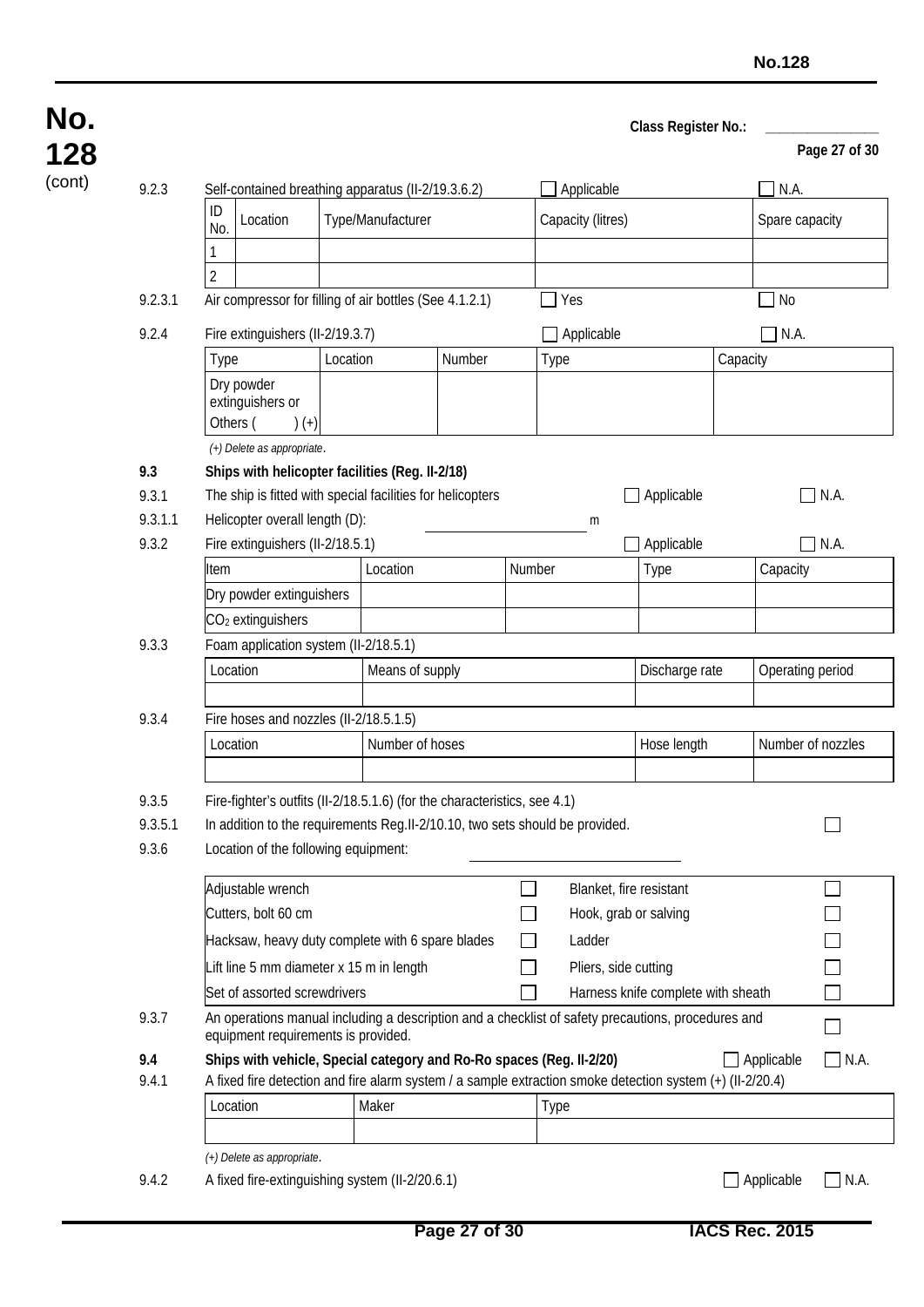**No. 128** (cont)

Class Register No.: _______________

9.2.3 Self-contained breathing apparatus (II-2/19.3.6.2) ☐ Applicable ☐ N.A.

| ID No. | Location | Type/Manufacturer | Capacity (litres) | Spare capacity |
|---|---|---|---|---|
| 1 | | | | |
| 2 | | | | |

9.2.3.1 Air compressor for filling of air bottles (See 4.1.2.1) ☐ Yes ☐ No

9.2.4 Fire extinguishers (II-2/19.3.7) ☐ Applicable ☐ N.A.

| Type | Location | Number | Type | Capacity |
|---|---|---|---|---|
| Dry powder extinguishers or Others (     ) (+) | | | | |

*(+) Delete as appropriate.*

**9.3 Ships with helicopter facilities (Reg. II-2/18)**

9.3.1 The ship is fitted with special facilities for helicopters ☐ Applicable ☐ N.A.

9.3.1.1 Helicopter overall length (D): ____________________ m

9.3.2 Fire extinguishers (II-2/18.5.1) ☐ Applicable ☐ N.A.

| Item | Location | Number | Type | Capacity |
|---|---|---|---|---|
| Dry powder extinguishers | | | | |
| $CO_2$ extinguishers | | | | |

9.3.3 Foam application system (II-2/18.5.1)

| Location | Means of supply | Discharge rate | Operating period |
|---|---|---|---|
| | | | |

9.3.4 Fire hoses and nozzles (II-2/18.5.1.5)

| Location | Number of hoses | Hose length | Number of nozzles |
|---|---|---|---|
| | | | |

9.3.5 Fire-fighter's outfits (II-2/18.5.1.6) (for the characteristics, see 4.1)

9.3.5.1 In addition to the requirements Reg.II-2/10.10, two sets should be provided. ☐

9.3.6 Location of the following equipment: ____________________

| | | | |
|---|---|---|---|
| Adjustable wrench | ☐ | Blanket, fire resistant | ☐ |
| Cutters, bolt 60 cm | ☐ | Hook, grab or salving | ☐ |
| Hacksaw, heavy duty complete with 6 spare blades | ☐ | Ladder | ☐ |
| Lift line 5 mm diameter x 15 m in length | ☐ | Pliers, side cutting | ☐ |
| Set of assorted screwdrivers | ☐ | Harness knife complete with sheath | ☐ |

9.3.7 An operations manual including a description and a checklist of safety precautions, procedures and equipment requirements is provided. ☐

**9.4 Ships with vehicle, Special category and Ro-Ro spaces (Reg. II-2/20)** ☐ Applicable ☐ N.A.

9.4.1 A fixed fire detection and fire alarm system / a sample extraction smoke detection system (+) (II-2/20.4)

| Location | Maker | Type |
|---|---|---|
| | | |

*(+) Delete as appropriate.*

9.4.2 A fixed fire-extinguishing system (II-2/20.6.1) ☐ Applicable ☐ N.A.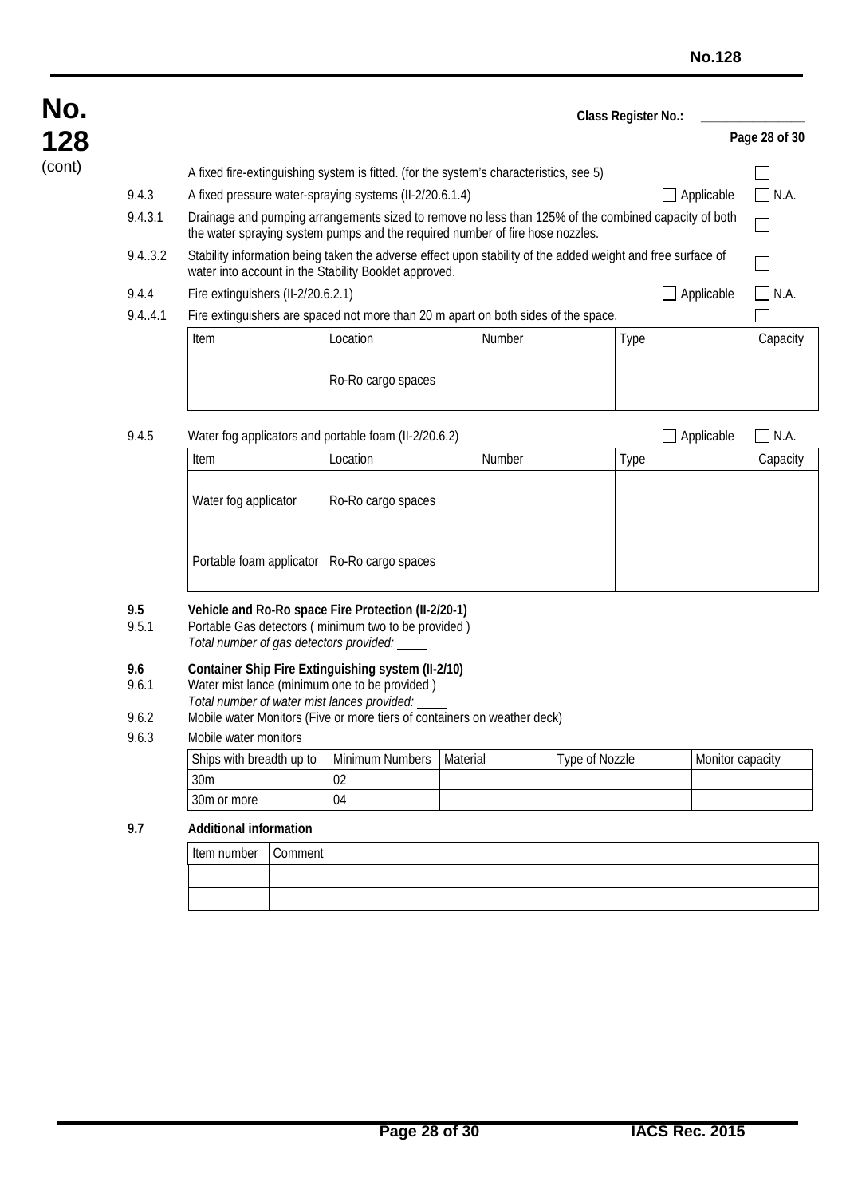**Class Register No.:** _______________

A fixed fire-extinguishing system is fitted. (for the system's characteristics, see 5) ☐

9.4.3 A fixed pressure water-spraying systems (II-2/20.6.1.4) ☐ Applicable ☐ N.A.

9.4.3.1 Drainage and pumping arrangements sized to remove no less than 125% of the combined capacity of both the water spraying system pumps and the required number of fire hose nozzles. ☐

9.4..3.2 Stability information being taken the adverse effect upon stability of the added weight and free surface of water into account in the Stability Booklet approved. ☐

9.4.4 Fire extinguishers (II-2/20.6.2.1) ☐ Applicable ☐ N.A.

9.4..4.1 Fire extinguishers are spaced not more than 20 m apart on both sides of the space. ☐

| Item | Location | Number | Type | Capacity |
|---|---|---|---|---|
| | Ro-Ro cargo spaces | | | |

9.4.5 Water fog applicators and portable foam (II-2/20.6.2) ☐ Applicable ☐ N.A.

| Item | Location | Number | Type | Capacity |
|---|---|---|---|---|
| Water fog applicator | Ro-Ro cargo spaces | | | |
| Portable foam applicator | Ro-Ro cargo spaces | | | |

**9.5 Vehicle and Ro-Ro space Fire Protection (II-2/20-1)**

9.5.1 Portable Gas detectors ( minimum two to be provided )
*Total number of gas detectors provided:* ____

**9.6 Container Ship Fire Extinguishing system (II-2/10)**

9.6.1 Water mist lance (minimum one to be provided )
*Total number of water mist lances provided:* ____

9.6.2 Mobile water Monitors (Five or more tiers of containers on weather deck)

9.6.3 Mobile water monitors

| Ships with breadth up to | Minimum Numbers | Material | Type of Nozzle | Monitor capacity |
|---|---|---|---|---|
| 30m | 02 | | | |
| 30m or more | 04 | | | |

**9.7 Additional information**

| Item number | Comment |
|---|---|
| | |
| | |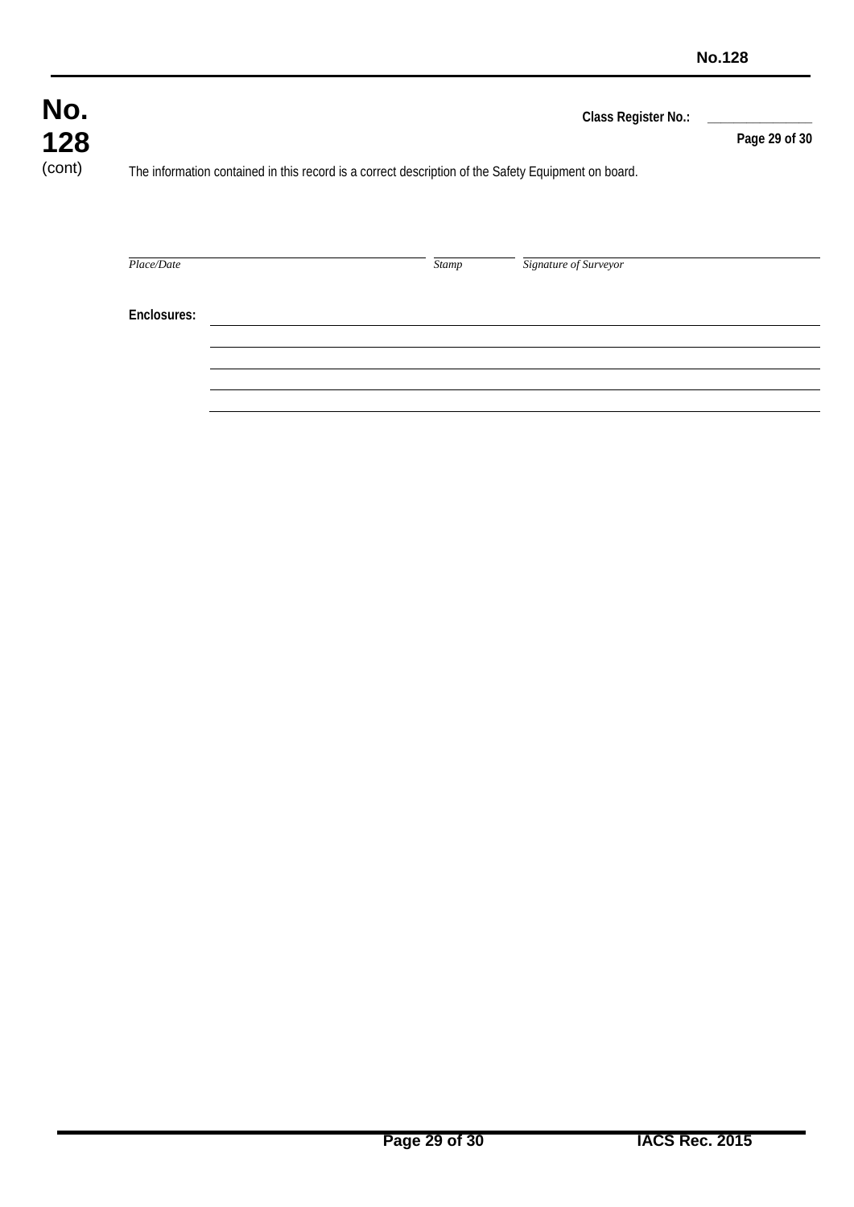**No. 128** (cont)

**Class Register No.:** _______________

The information contained in this record is a correct description of the Safety Equipment on board.

| *Place/Date* | *Stamp* | *Signature of Surveyor* |
|---|---|---|
| | | |

**Enclosures:** ____________________________________________

____________________________________________

____________________________________________

____________________________________________

____________________________________________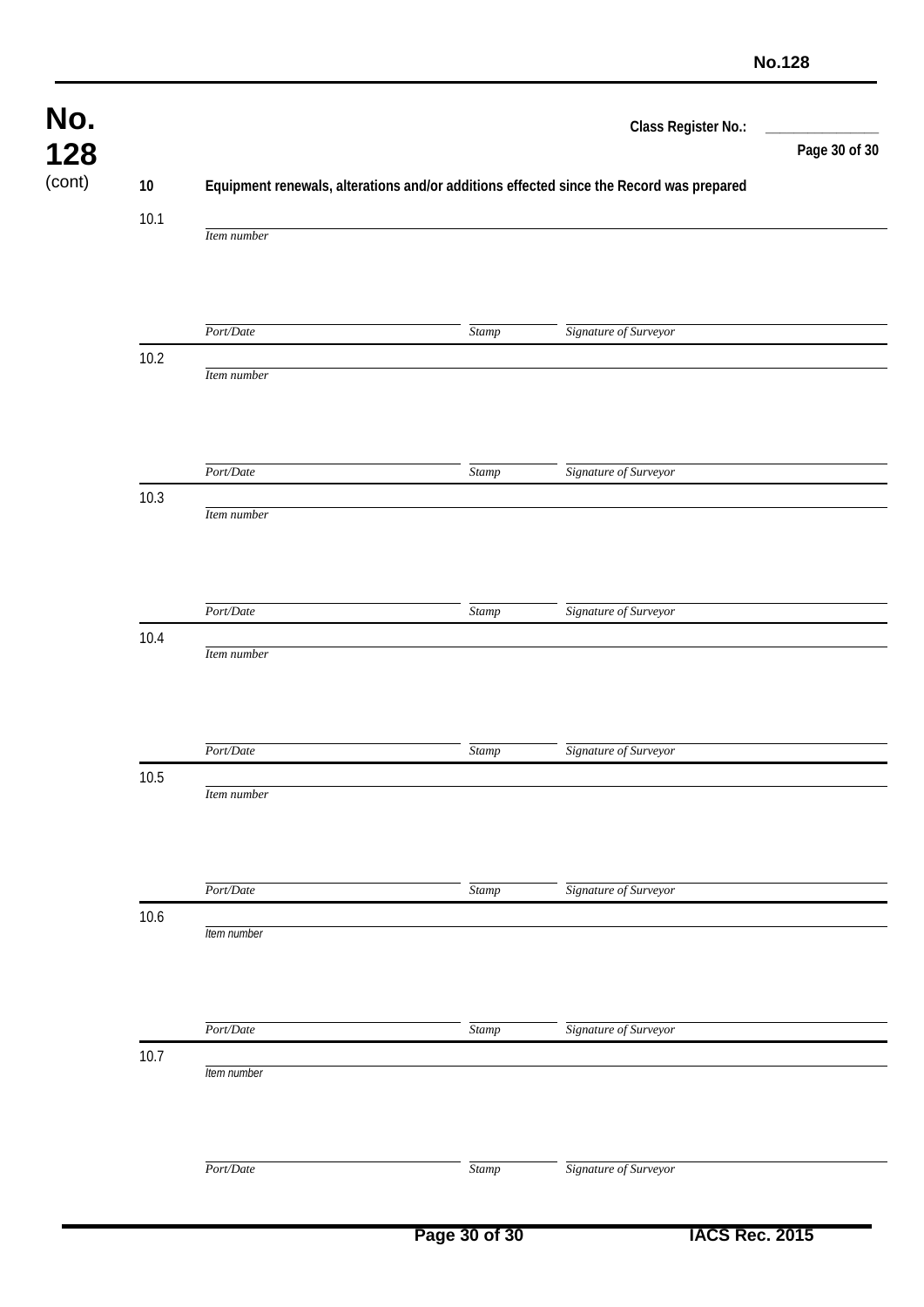# No. 128 (cont)

**Class Register No.:** _______________

**Page 30 of 30**

**10 Equipment renewals, alterations and/or additions effected since the Record was prepared**

10.1

*Item number*

*Port/Date* *Stamp* *Signature of Surveyor*

10.2

*Item number*

*Port/Date* *Stamp* *Signature of Surveyor*

10.3

*Item number*

*Port/Date* *Stamp* *Signature of Surveyor*

10.4

*Item number*

*Port/Date* *Stamp* *Signature of Surveyor*

10.5

*Item number*

*Port/Date* *Stamp* *Signature of Surveyor*

10.6

*Item number*

*Port/Date* *Stamp* *Signature of Surveyor*

10.7

*Item number*

*Port/Date* *Stamp* *Signature of Surveyor*